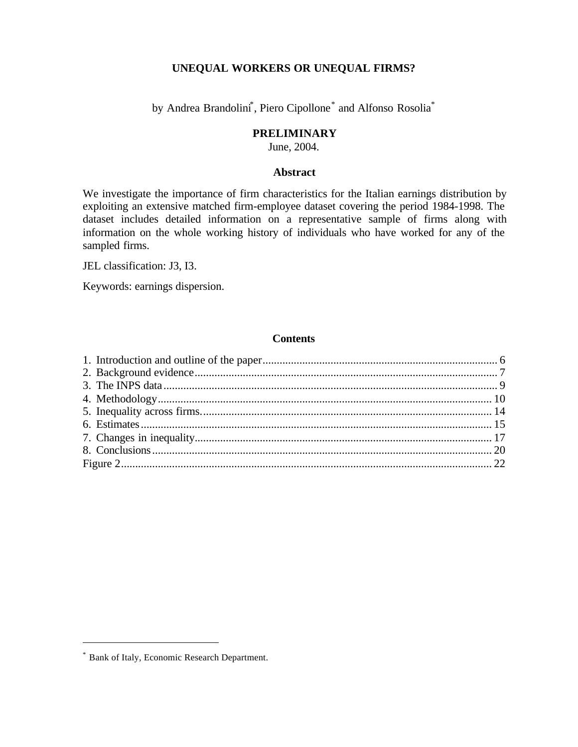# UNEQUAL WORKERS OR UNEQUAL FIRMS?

by Andrea Brandolini[*], Piero Cipollone[*] and Alfonso Rosolia[*]

**PRELIMINARY**

June, 2004.

### Abstract

We investigate the importance of firm characteristics for the Italian earnings distribution by exploiting an extensive matched firm-employee dataset covering the period 1984-1998. The dataset includes detailed information on a representative sample of firms along with information on the whole working history of individuals who have worked for any of the sampled firms.

JEL classification: J3, I3.

Keywords: earnings dispersion.

### Contents

1. Introduction and outline of the paper .......... 6
2. Background evidence .......... 7
3. The INPS data .......... 9
4. Methodology .......... 10
5. Inequality across firms. .......... 14
6. Estimates .......... 15
7. Changes in inequality .......... 17
8. Conclusions .......... 20

Figure 2 .......... 22

---

[*] Bank of Italy, Economic Research Department.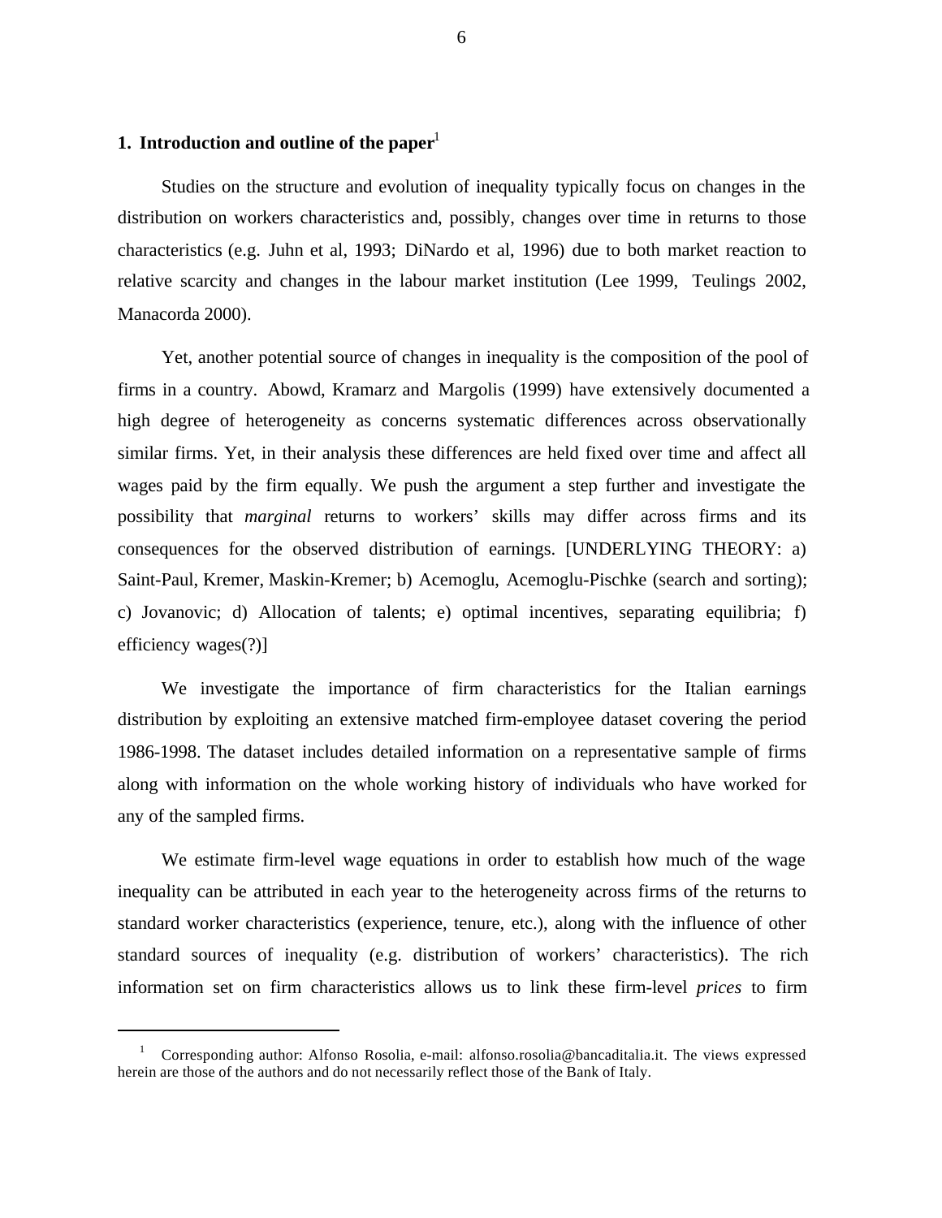## 1. Introduction and outline of the paper[1]

Studies on the structure and evolution of inequality typically focus on changes in the distribution on workers characteristics and, possibly, changes over time in returns to those characteristics (e.g. Juhn et al, 1993; DiNardo et al, 1996) due to both market reaction to relative scarcity and changes in the labour market institution (Lee 1999, Teulings 2002, Manacorda 2000).

Yet, another potential source of changes in inequality is the composition of the pool of firms in a country. Abowd, Kramarz and Margolis (1999) have extensively documented a high degree of heterogeneity as concerns systematic differences across observationally similar firms. Yet, in their analysis these differences are held fixed over time and affect all wages paid by the firm equally. We push the argument a step further and investigate the possibility that *marginal* returns to workers' skills may differ across firms and its consequences for the observed distribution of earnings. [UNDERLYING THEORY: a) Saint-Paul, Kremer, Maskin-Kremer; b) Acemoglu, Acemoglu-Pischke (search and sorting); c) Jovanovic; d) Allocation of talents; e) optimal incentives, separating equilibria; f) efficiency wages(?)]

We investigate the importance of firm characteristics for the Italian earnings distribution by exploiting an extensive matched firm-employee dataset covering the period 1986-1998. The dataset includes detailed information on a representative sample of firms along with information on the whole working history of individuals who have worked for any of the sampled firms.

We estimate firm-level wage equations in order to establish how much of the wage inequality can be attributed in each year to the heterogeneity across firms of the returns to standard worker characteristics (experience, tenure, etc.), along with the influence of other standard sources of inequality (e.g. distribution of workers' characteristics). The rich information set on firm characteristics allows us to link these firm-level *prices* to firm

[1] Corresponding author: Alfonso Rosolia, e-mail: alfonso.rosolia@bancaditalia.it. The views expressed herein are those of the authors and do not necessarily reflect those of the Bank of Italy.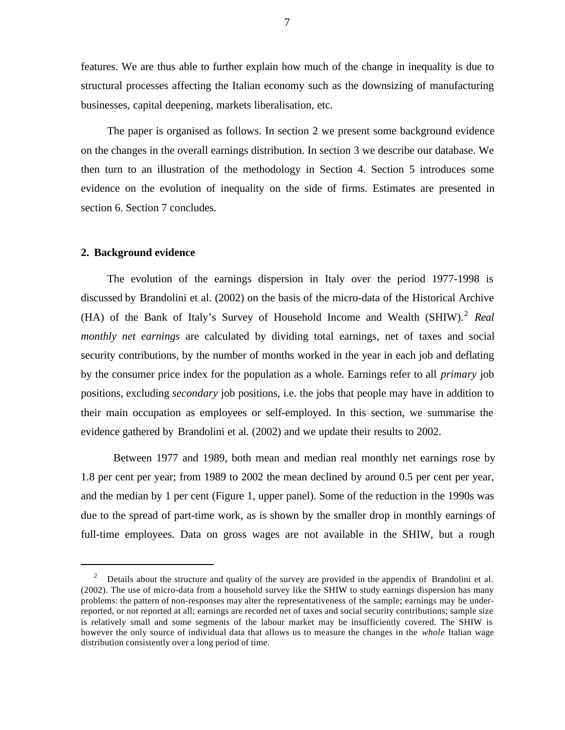features. We are thus able to further explain how much of the change in inequality is due to structural processes affecting the Italian economy such as the downsizing of manufacturing businesses, capital deepening, markets liberalisation, etc.

The paper is organised as follows. In section 2 we present some background evidence on the changes in the overall earnings distribution. In section 3 we describe our database. We then turn to an illustration of the methodology in Section 4. Section 5 introduces some evidence on the evolution of inequality on the side of firms. Estimates are presented in section 6. Section 7 concludes.

## 2. Background evidence

The evolution of the earnings dispersion in Italy over the period 1977-1998 is discussed by Brandolini et al. (2002) on the basis of the micro-data of the Historical Archive (HA) of the Bank of Italy's Survey of Household Income and Wealth (SHIW).[2] *Real monthly net earnings* are calculated by dividing total earnings, net of taxes and social security contributions, by the number of months worked in the year in each job and deflating by the consumer price index for the population as a whole. Earnings refer to all *primary* job positions, excluding *secondary* job positions, i.e. the jobs that people may have in addition to their main occupation as employees or self-employed. In this section, we summarise the evidence gathered by Brandolini et al. (2002) and we update their results to 2002.

Between 1977 and 1989, both mean and median real monthly net earnings rose by 1.8 per cent per year; from 1989 to 2002 the mean declined by around 0.5 per cent per year, and the median by 1 per cent (Figure 1, upper panel). Some of the reduction in the 1990s was due to the spread of part-time work, as is shown by the smaller drop in monthly earnings of full-time employees. Data on gross wages are not available in the SHIW, but a rough

---

[2] Details about the structure and quality of the survey are provided in the appendix of Brandolini et al. (2002). The use of micro-data from a household survey like the SHIW to study earnings dispersion has many problems: the pattern of non-responses may alter the representativeness of the sample; earnings may be under-reported, or not reported at all; earnings are recorded net of taxes and social security contributions; sample size is relatively small and some segments of the labour market may be insufficiently covered. The SHIW is however the only source of individual data that allows us to measure the changes in the *whole* Italian wage distribution consistently over a long period of time.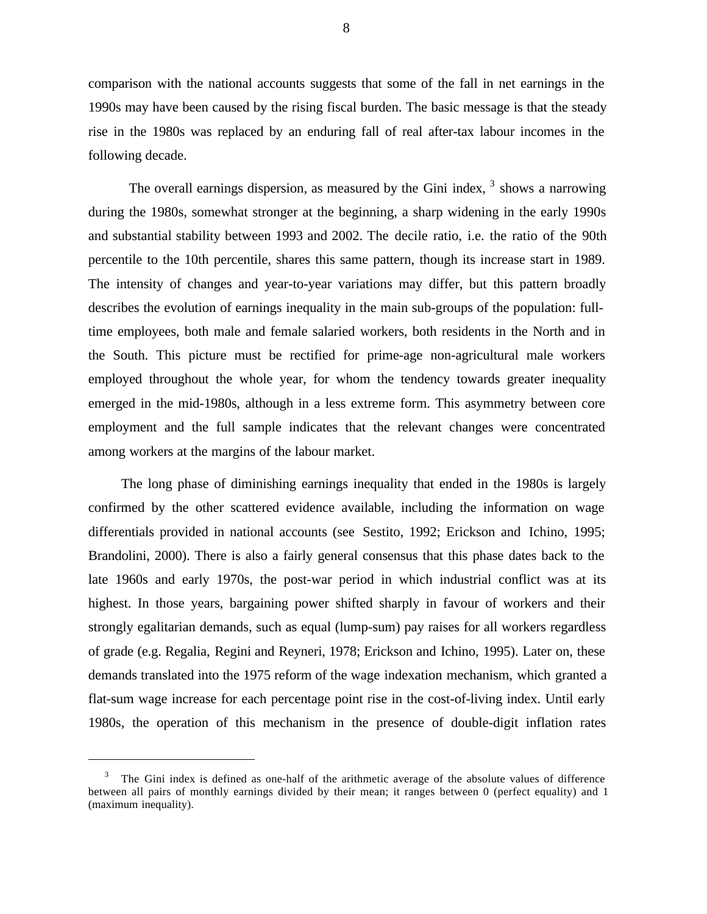comparison with the national accounts suggests that some of the fall in net earnings in the 1990s may have been caused by the rising fiscal burden. The basic message is that the steady rise in the 1980s was replaced by an enduring fall of real after-tax labour incomes in the following decade.

The overall earnings dispersion, as measured by the Gini index, [3] shows a narrowing during the 1980s, somewhat stronger at the beginning, a sharp widening in the early 1990s and substantial stability between 1993 and 2002. The decile ratio, i.e. the ratio of the 90th percentile to the 10th percentile, shares this same pattern, though its increase start in 1989. The intensity of changes and year-to-year variations may differ, but this pattern broadly describes the evolution of earnings inequality in the main sub-groups of the population: full-time employees, both male and female salaried workers, both residents in the North and in the South. This picture must be rectified for prime-age non-agricultural male workers employed throughout the whole year, for whom the tendency towards greater inequality emerged in the mid-1980s, although in a less extreme form. This asymmetry between core employment and the full sample indicates that the relevant changes were concentrated among workers at the margins of the labour market.

The long phase of diminishing earnings inequality that ended in the 1980s is largely confirmed by the other scattered evidence available, including the information on wage differentials provided in national accounts (see Sestito, 1992; Erickson and Ichino, 1995; Brandolini, 2000). There is also a fairly general consensus that this phase dates back to the late 1960s and early 1970s, the post-war period in which industrial conflict was at its highest. In those years, bargaining power shifted sharply in favour of workers and their strongly egalitarian demands, such as equal (lump-sum) pay raises for all workers regardless of grade (e.g. Regalia, Regini and Reyneri, 1978; Erickson and Ichino, 1995). Later on, these demands translated into the 1975 reform of the wage indexation mechanism, which granted a flat-sum wage increase for each percentage point rise in the cost-of-living index. Until early 1980s, the operation of this mechanism in the presence of double-digit inflation rates

[3] The Gini index is defined as one-half of the arithmetic average of the absolute values of difference between all pairs of monthly earnings divided by their mean; it ranges between 0 (perfect equality) and 1 (maximum inequality).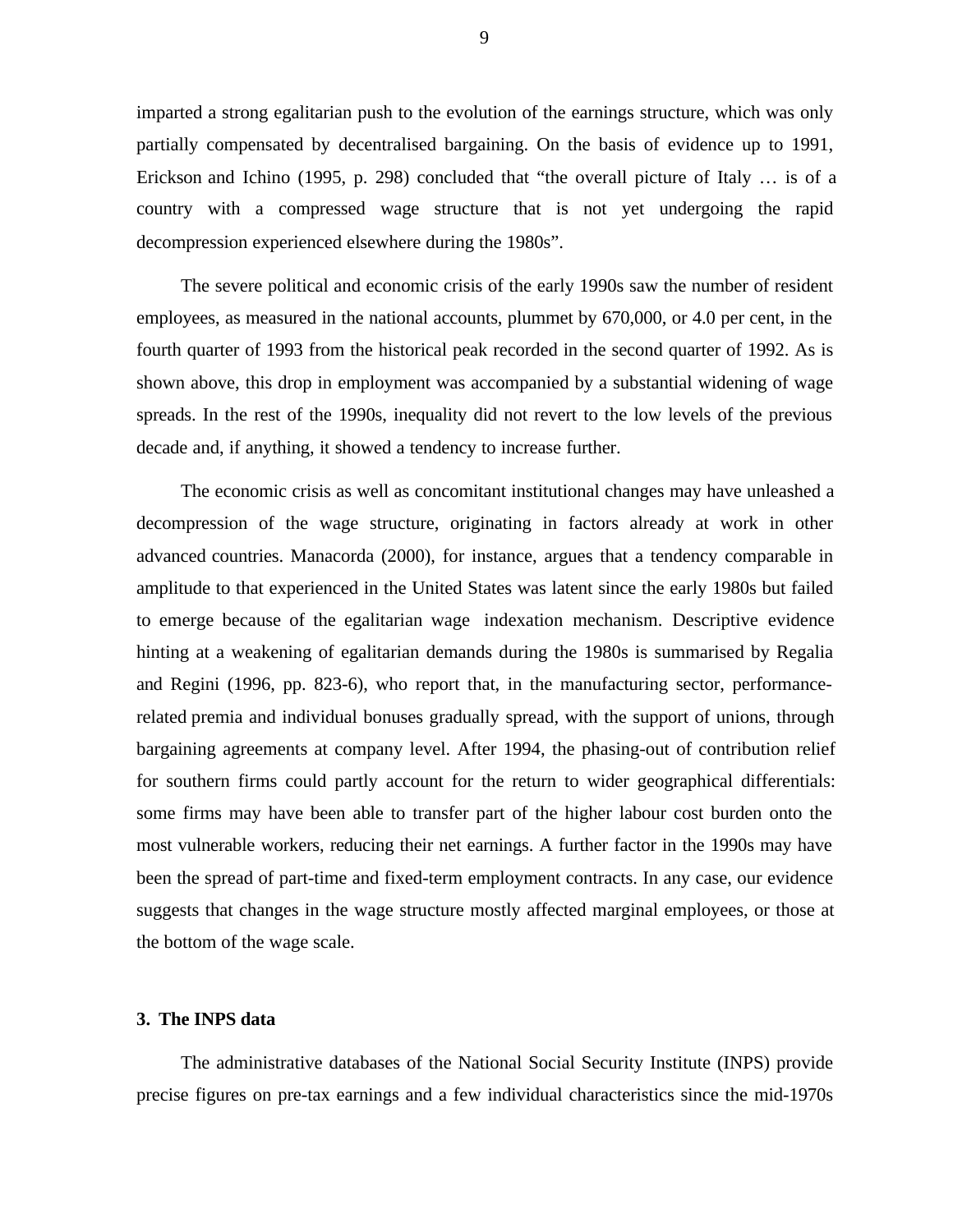imparted a strong egalitarian push to the evolution of the earnings structure, which was only partially compensated by decentralised bargaining. On the basis of evidence up to 1991, Erickson and Ichino (1995, p. 298) concluded that "the overall picture of Italy … is of a country with a compressed wage structure that is not yet undergoing the rapid decompression experienced elsewhere during the 1980s".

The severe political and economic crisis of the early 1990s saw the number of resident employees, as measured in the national accounts, plummet by 670,000, or 4.0 per cent, in the fourth quarter of 1993 from the historical peak recorded in the second quarter of 1992. As is shown above, this drop in employment was accompanied by a substantial widening of wage spreads. In the rest of the 1990s, inequality did not revert to the low levels of the previous decade and, if anything, it showed a tendency to increase further.

The economic crisis as well as concomitant institutional changes may have unleashed a decompression of the wage structure, originating in factors already at work in other advanced countries. Manacorda (2000), for instance, argues that a tendency comparable in amplitude to that experienced in the United States was latent since the early 1980s but failed to emerge because of the egalitarian wage indexation mechanism. Descriptive evidence hinting at a weakening of egalitarian demands during the 1980s is summarised by Regalia and Regini (1996, pp. 823-6), who report that, in the manufacturing sector, performance-related premia and individual bonuses gradually spread, with the support of unions, through bargaining agreements at company level. After 1994, the phasing-out of contribution relief for southern firms could partly account for the return to wider geographical differentials: some firms may have been able to transfer part of the higher labour cost burden onto the most vulnerable workers, reducing their net earnings. A further factor in the 1990s may have been the spread of part-time and fixed-term employment contracts. In any case, our evidence suggests that changes in the wage structure mostly affected marginal employees, or those at the bottom of the wage scale.

## 3. The INPS data

The administrative databases of the National Social Security Institute (INPS) provide precise figures on pre-tax earnings and a few individual characteristics since the mid-1970s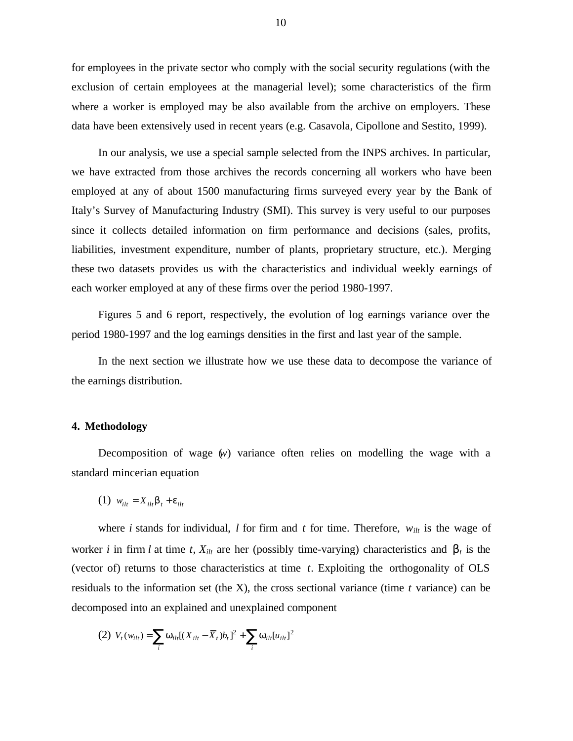for employees in the private sector who comply with the social security regulations (with the exclusion of certain employees at the managerial level); some characteristics of the firm where a worker is employed may be also available from the archive on employers. These data have been extensively used in recent years (e.g. Casavola, Cipollone and Sestito, 1999).

In our analysis, we use a special sample selected from the INPS archives. In particular, we have extracted from those archives the records concerning all workers who have been employed at any of about 1500 manufacturing firms surveyed every year by the Bank of Italy's Survey of Manufacturing Industry (SMI). This survey is very useful to our purposes since it collects detailed information on firm performance and decisions (sales, profits, liabilities, investment expenditure, number of plants, proprietary structure, etc.). Merging these two datasets provides us with the characteristics and individual weekly earnings of each worker employed at any of these firms over the period 1980-1997.

Figures 5 and 6 report, respectively, the evolution of log earnings variance over the period 1980-1997 and the log earnings densities in the first and last year of the sample.

In the next section we illustrate how we use these data to decompose the variance of the earnings distribution.

## 4. Methodology

Decomposition of wage ($w$) variance often relies on modelling the wage with a standard mincerian equation

(1) $w_{ilt} = X_{ilt}\beta_t + \varepsilon_{ilt}$

where $i$ stands for individual, $l$ for firm and $t$ for time. Therefore, $w_{ilt}$ is the wage of worker $i$ in firm $l$ at time $t$, $X_{ilt}$ are her (possibly time-varying) characteristics and $\beta_t$ is the (vector of) returns to those characteristics at time $t$. Exploiting the orthogonality of OLS residuals to the information set (the X), the cross sectional variance (time $t$ variance) can be decomposed into an explained and unexplained component

(2) $V_t(w_{ilt}) = \sum_i \omega_{ilt}[(X_{ilt} - \overline{X}_t)b_t]^2 + \sum_i \omega_{ilt}[u_{ilt}]^2$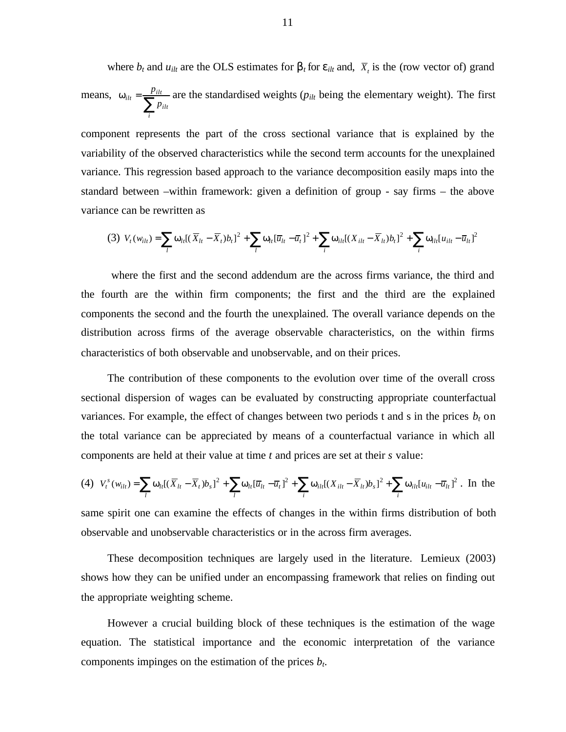where $b_t$ and $u_{ilt}$ are the OLS estimates for $\beta_t$ for $\varepsilon_{ilt}$ and, $\overline{X}_t$ is the (row vector of) grand means, $\omega_{ilt} = \frac{p_{ilt}}{\sum_i p_{ilt}}$ are the standardised weights ($p_{ilt}$ being the elementary weight). The first component represents the part of the cross sectional variance that is explained by the variability of the observed characteristics while the second term accounts for the unexplained variance. This regression based approach to the variance decomposition easily maps into the standard between –within framework: given a definition of group - say firms – the above variance can be rewritten as

$$(3)\ V_t(w_{ilt}) = \sum_l \omega_{lt}[(\overline{X}_{lt} - \overline{X}_t)b_t]^2 + \sum_l \omega_{lt}[\overline{u}_{lt} - \overline{u}_t]^2 + \sum_i \omega_{ilt}[(X_{ilt} - \overline{X}_{lt})b_t]^2 + \sum_i \omega_{ilt}[u_{ilt} - \overline{u}_{lt}]^2$$

where the first and the second addendum are the across firms variance, the third and the fourth are the within firm components; the first and the third are the explained components the second and the fourth the unexplained. The overall variance depends on the distribution across firms of the average observable characteristics, on the within firms characteristics of both observable and unobservable, and on their prices.

The contribution of these components to the evolution over time of the overall cross sectional dispersion of wages can be evaluated by constructing appropriate counterfactual variances. For example, the effect of changes between two periods t and s in the prices $b_t$ on the total variance can be appreciated by means of a counterfactual variance in which all components are held at their value at time *t* and prices are set at their *s* value:

$$(4)\ V_t^s(w_{ilt}) = \sum_l \omega_{lt}[(\overline{X}_{lt} - \overline{X}_t)b_s]^2 + \sum_l \omega_{lt}[\overline{u}_{lt} - \overline{u}_t]^2 + \sum_i \omega_{ilt}[(X_{ilt} - \overline{X}_{lt})b_s]^2 + \sum_i \omega_{ilt}[u_{ilt} - \overline{u}_{lt}]^2.$$

In the same spirit one can examine the effects of changes in the within firms distribution of both observable and unobservable characteristics or in the across firm averages.

These decomposition techniques are largely used in the literature. Lemieux (2003) shows how they can be unified under an encompassing framework that relies on finding out the appropriate weighting scheme.

However a crucial building block of these techniques is the estimation of the wage equation. The statistical importance and the economic interpretation of the variance components impinges on the estimation of the prices $b_t$.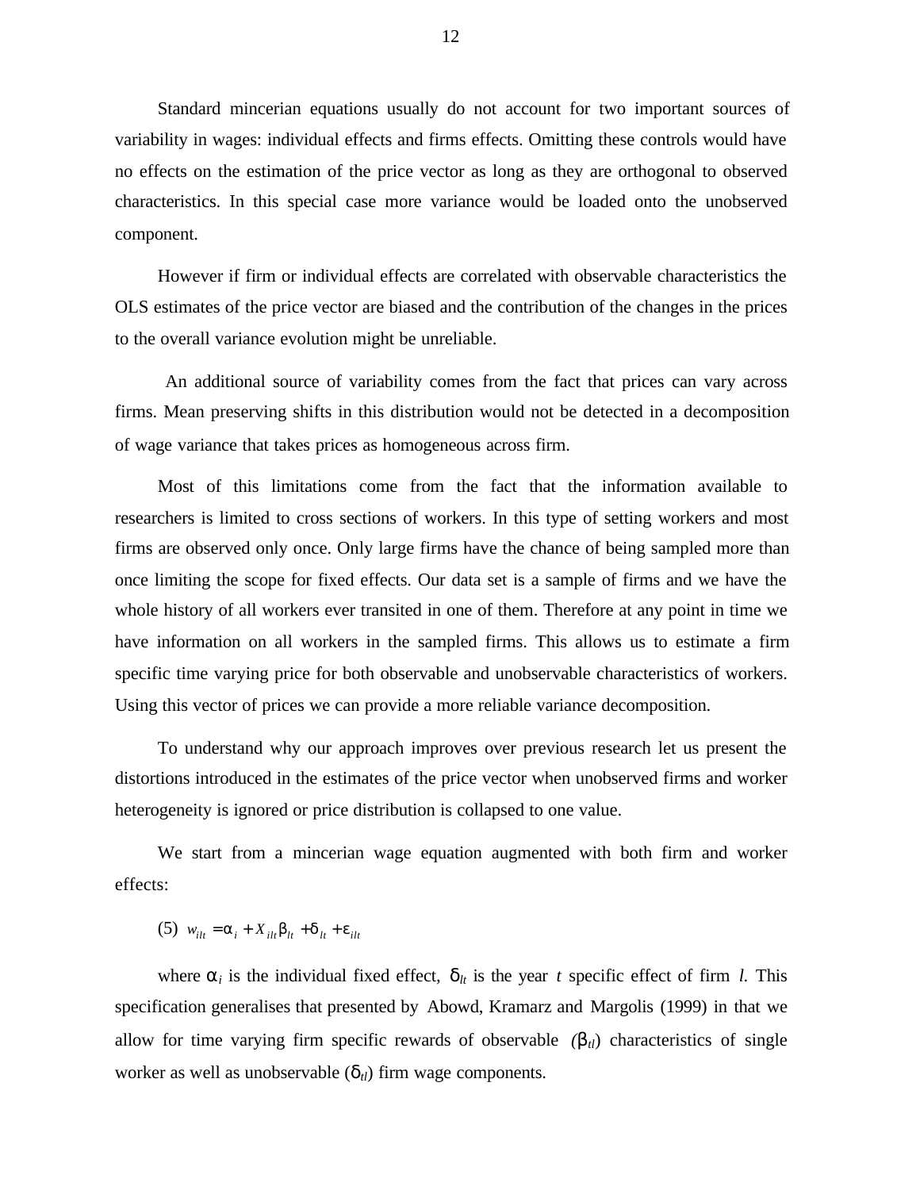Standard mincerian equations usually do not account for two important sources of variability in wages: individual effects and firms effects. Omitting these controls would have no effects on the estimation of the price vector as long as they are orthogonal to observed characteristics. In this special case more variance would be loaded onto the unobserved component.

However if firm or individual effects are correlated with observable characteristics the OLS estimates of the price vector are biased and the contribution of the changes in the prices to the overall variance evolution might be unreliable.

An additional source of variability comes from the fact that prices can vary across firms. Mean preserving shifts in this distribution would not be detected in a decomposition of wage variance that takes prices as homogeneous across firm.

Most of this limitations come from the fact that the information available to researchers is limited to cross sections of workers. In this type of setting workers and most firms are observed only once. Only large firms have the chance of being sampled more than once limiting the scope for fixed effects. Our data set is a sample of firms and we have the whole history of all workers ever transited in one of them. Therefore at any point in time we have information on all workers in the sampled firms. This allows us to estimate a firm specific time varying price for both observable and unobservable characteristics of workers. Using this vector of prices we can provide a more reliable variance decomposition.

To understand why our approach improves over previous research let us present the distortions introduced in the estimates of the price vector when unobserved firms and worker heterogeneity is ignored or price distribution is collapsed to one value.

We start from a mincerian wage equation augmented with both firm and worker effects:

(5) $w_{ilt} = \alpha_i + X_{ilt}\beta_{lt} + \delta_{lt} + \varepsilon_{ilt}$

where $\alpha_i$ is the individual fixed effect, $\delta_{lt}$ is the year $t$ specific effect of firm $l$. This specification generalises that presented by Abowd, Kramarz and Margolis (1999) in that we allow for time varying firm specific rewards of observable ($\beta_{tl}$) characteristics of single worker as well as unobservable ($\delta_{tl}$) firm wage components.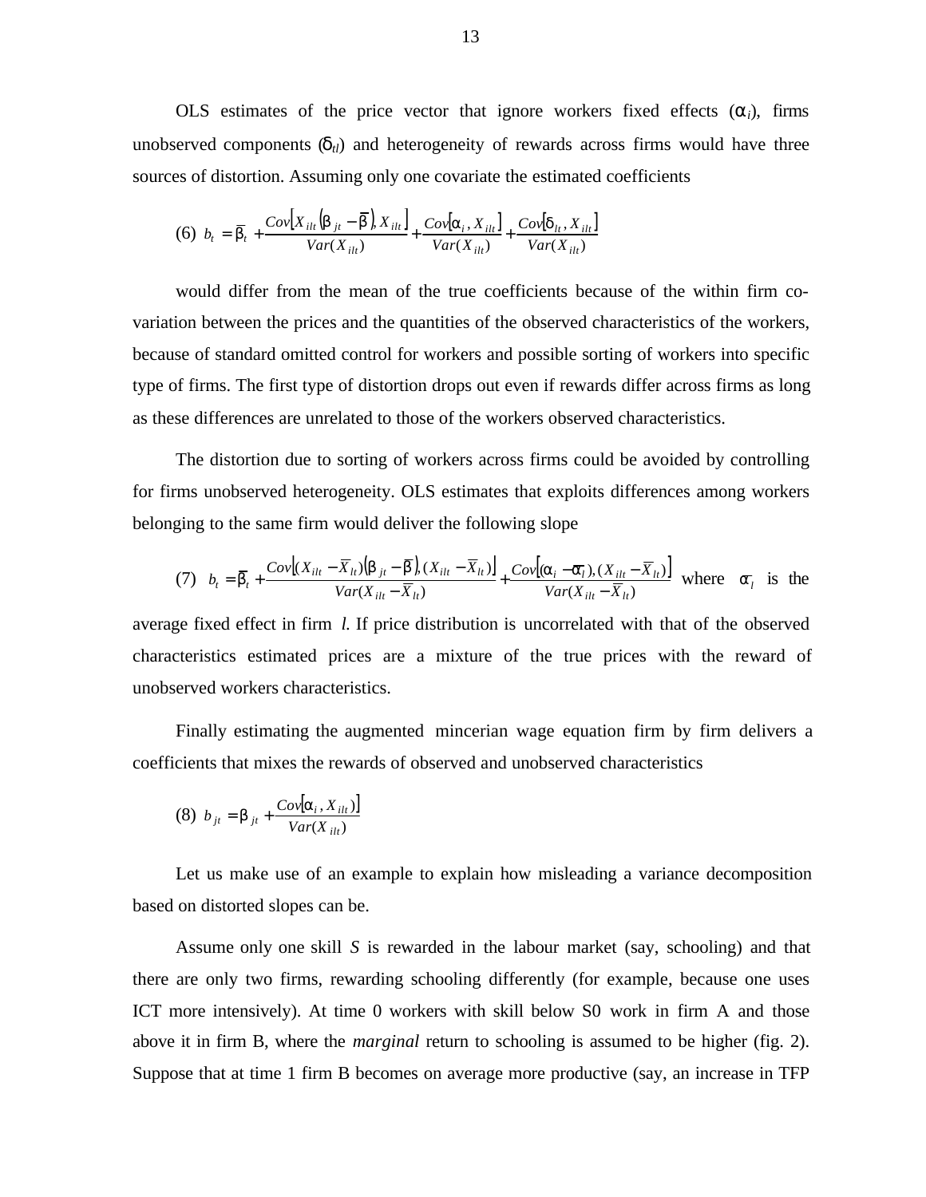OLS estimates of the price vector that ignore workers fixed effects ($\alpha_i$), firms unobserved components ($\delta_{tl}$) and heterogeneity of rewards across firms would have three sources of distortion. Assuming only one covariate the estimated coefficients

$$(6)\quad b_t = \overline{\beta}_t + \frac{Cov\left[X_{ilt}\left(\beta_{jt} - \overline{\beta}\right), X_{ilt}\right]}{Var(X_{ilt})} + \frac{Cov\left[\alpha_i, X_{ilt}\right]}{Var(X_{ilt})} + \frac{Cov\left[\delta_{lt}, X_{ilt}\right]}{Var(X_{ilt})}$$

would differ from the mean of the true coefficients because of the within firm co-variation between the prices and the quantities of the observed characteristics of the workers, because of standard omitted control for workers and possible sorting of workers into specific type of firms. The first type of distortion drops out even if rewards differ across firms as long as these differences are unrelated to those of the workers observed characteristics.

The distortion due to sorting of workers across firms could be avoided by controlling for firms unobserved heterogeneity. OLS estimates that exploits differences among workers belonging to the same firm would deliver the following slope

$$(7)\quad b_t = \overline{\beta}_t + \frac{Cov\left[(X_{ilt} - \overline{X}_{lt})\left(\beta_{jt} - \overline{\beta}\right), (X_{ilt} - \overline{X}_{lt})\right]}{Var(X_{ilt} - \overline{X}_{lt})} + \frac{Cov\left[(\alpha_i - \overline{\alpha}_l), (X_{ilt} - \overline{X}_{lt})\right]}{Var(X_{ilt} - \overline{X}_{lt})}$$

where $\overline{\alpha}_l$ is the average fixed effect in firm *l*. If price distribution is uncorrelated with that of the observed characteristics estimated prices are a mixture of the true prices with the reward of unobserved workers characteristics.

Finally estimating the augmented mincerian wage equation firm by firm delivers a coefficients that mixes the rewards of observed and unobserved characteristics

$$(8)\quad b_{jt} = \beta_{jt} + \frac{Cov\left[\alpha_i, X_{ilt})\right]}{Var(X_{ilt})}$$

Let us make use of an example to explain how misleading a variance decomposition based on distorted slopes can be.

Assume only one skill *S* is rewarded in the labour market (say, schooling) and that there are only two firms, rewarding schooling differently (for example, because one uses ICT more intensively). At time 0 workers with skill below S0 work in firm A and those above it in firm B, where the *marginal* return to schooling is assumed to be higher (fig. 2). Suppose that at time 1 firm B becomes on average more productive (say, an increase in TFP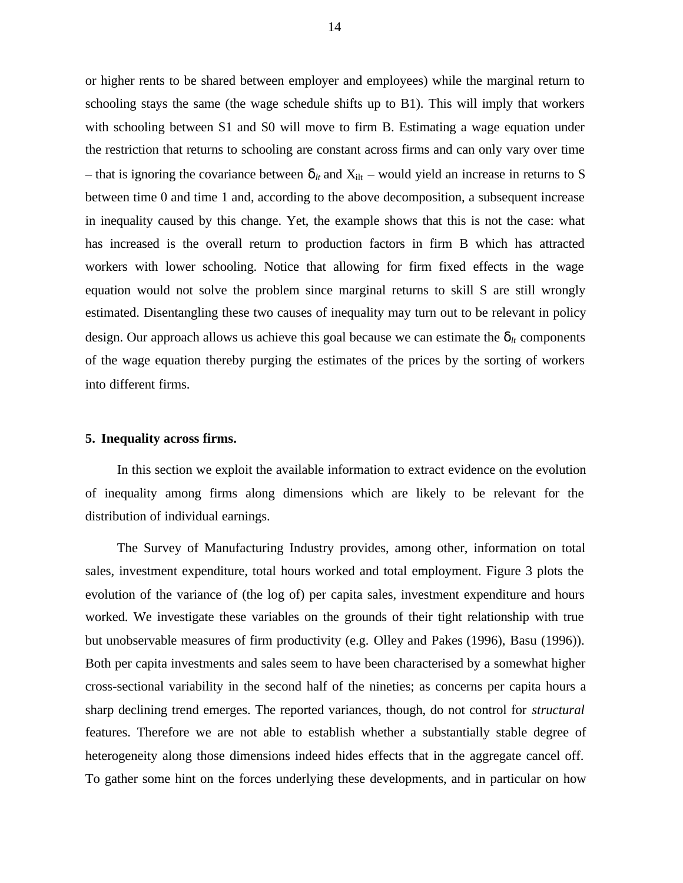or higher rents to be shared between employer and employees) while the marginal return to schooling stays the same (the wage schedule shifts up to B1). This will imply that workers with schooling between S1 and S0 will move to firm B. Estimating a wage equation under the restriction that returns to schooling are constant across firms and can only vary over time – that is ignoring the covariance between $\delta_{lt}$ and $X_{ilt}$ – would yield an increase in returns to S between time 0 and time 1 and, according to the above decomposition, a subsequent increase in inequality caused by this change. Yet, the example shows that this is not the case: what has increased is the overall return to production factors in firm B which has attracted workers with lower schooling. Notice that allowing for firm fixed effects in the wage equation would not solve the problem since marginal returns to skill S are still wrongly estimated. Disentangling these two causes of inequality may turn out to be relevant in policy design. Our approach allows us achieve this goal because we can estimate the $\delta_{lt}$ components of the wage equation thereby purging the estimates of the prices by the sorting of workers into different firms.

**5. Inequality across firms.**

In this section we exploit the available information to extract evidence on the evolution of inequality among firms along dimensions which are likely to be relevant for the distribution of individual earnings.

The Survey of Manufacturing Industry provides, among other, information on total sales, investment expenditure, total hours worked and total employment. Figure 3 plots the evolution of the variance of (the log of) per capita sales, investment expenditure and hours worked. We investigate these variables on the grounds of their tight relationship with true but unobservable measures of firm productivity (e.g. Olley and Pakes (1996), Basu (1996)). Both per capita investments and sales seem to have been characterised by a somewhat higher cross-sectional variability in the second half of the nineties; as concerns per capita hours a sharp declining trend emerges. The reported variances, though, do not control for *structural* features. Therefore we are not able to establish whether a substantially stable degree of heterogeneity along those dimensions indeed hides effects that in the aggregate cancel off. To gather some hint on the forces underlying these developments, and in particular on how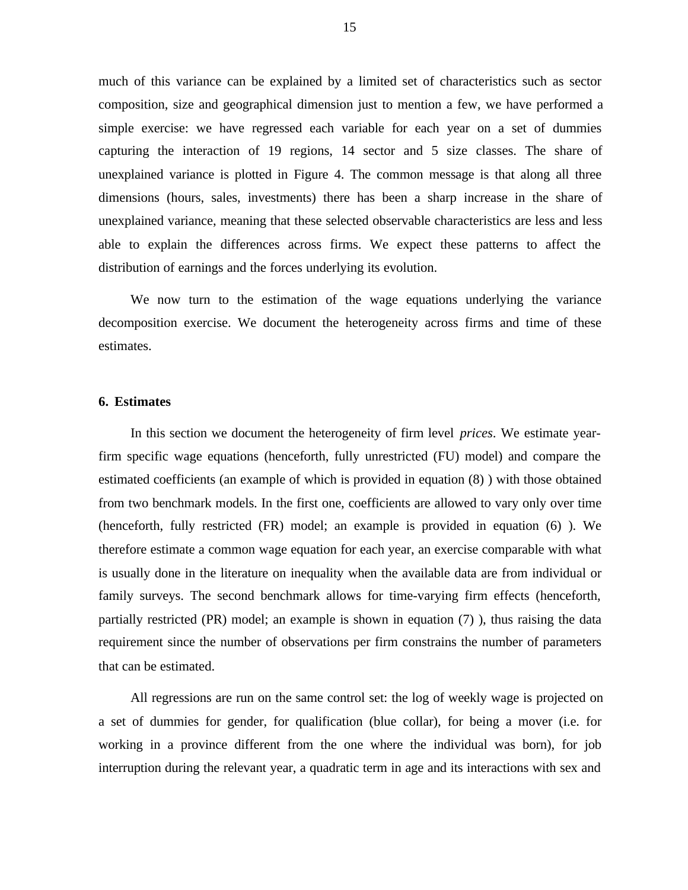much of this variance can be explained by a limited set of characteristics such as sector composition, size and geographical dimension just to mention a few, we have performed a simple exercise: we have regressed each variable for each year on a set of dummies capturing the interaction of 19 regions, 14 sector and 5 size classes. The share of unexplained variance is plotted in Figure 4. The common message is that along all three dimensions (hours, sales, investments) there has been a sharp increase in the share of unexplained variance, meaning that these selected observable characteristics are less and less able to explain the differences across firms. We expect these patterns to affect the distribution of earnings and the forces underlying its evolution.

We now turn to the estimation of the wage equations underlying the variance decomposition exercise. We document the heterogeneity across firms and time of these estimates.

## 6. Estimates

In this section we document the heterogeneity of firm level *prices*. We estimate year-firm specific wage equations (henceforth, fully unrestricted (FU) model) and compare the estimated coefficients (an example of which is provided in equation (8) ) with those obtained from two benchmark models. In the first one, coefficients are allowed to vary only over time (henceforth, fully restricted (FR) model; an example is provided in equation (6) ). We therefore estimate a common wage equation for each year, an exercise comparable with what is usually done in the literature on inequality when the available data are from individual or family surveys. The second benchmark allows for time-varying firm effects (henceforth, partially restricted (PR) model; an example is shown in equation (7) ), thus raising the data requirement since the number of observations per firm constrains the number of parameters that can be estimated.

All regressions are run on the same control set: the log of weekly wage is projected on a set of dummies for gender, for qualification (blue collar), for being a mover (i.e. for working in a province different from the one where the individual was born), for job interruption during the relevant year, a quadratic term in age and its interactions with sex and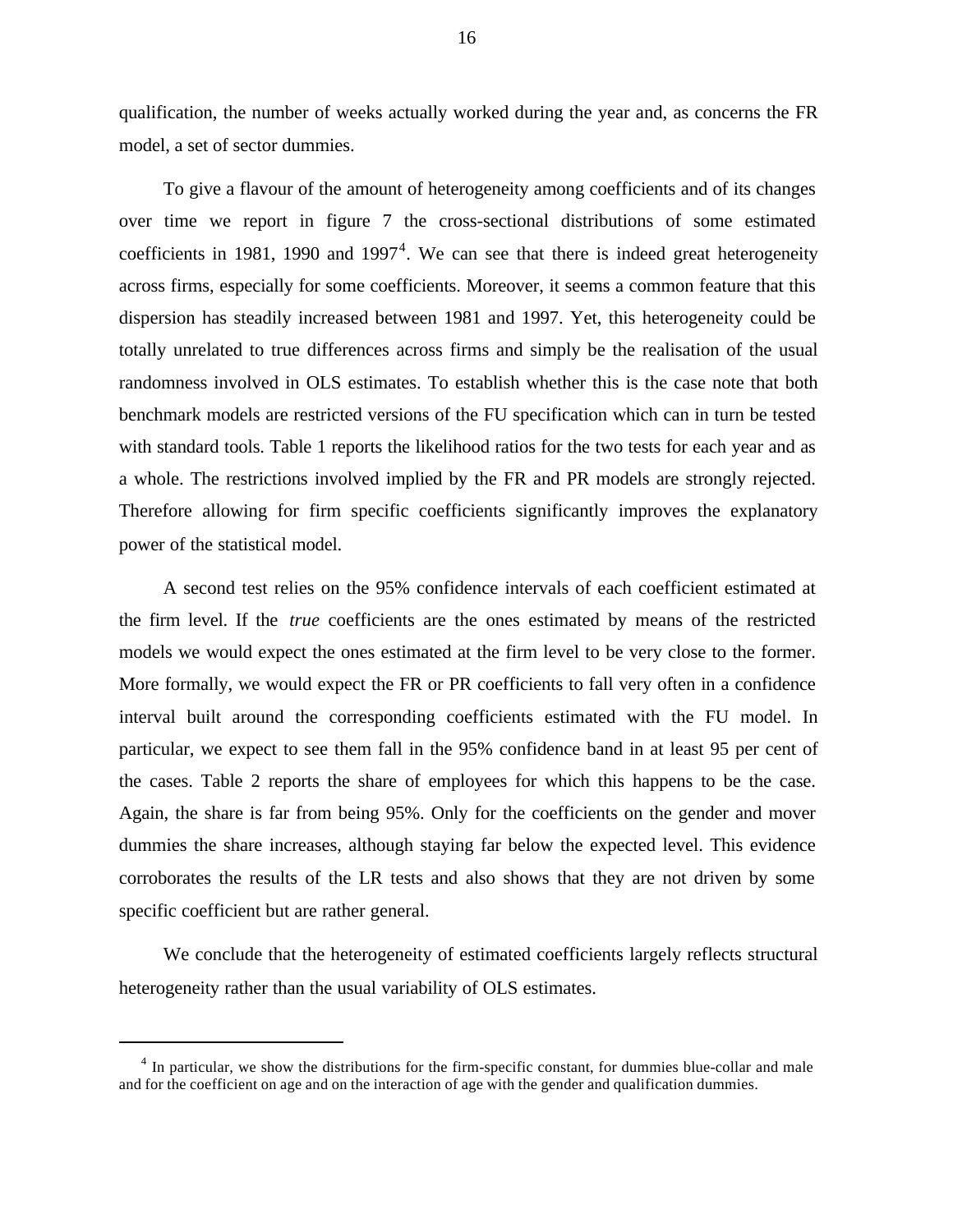qualification, the number of weeks actually worked during the year and, as concerns the FR model, a set of sector dummies.

To give a flavour of the amount of heterogeneity among coefficients and of its changes over time we report in figure 7 the cross-sectional distributions of some estimated coefficients in 1981, 1990 and 1997[4]. We can see that there is indeed great heterogeneity across firms, especially for some coefficients. Moreover, it seems a common feature that this dispersion has steadily increased between 1981 and 1997. Yet, this heterogeneity could be totally unrelated to true differences across firms and simply be the realisation of the usual randomness involved in OLS estimates. To establish whether this is the case note that both benchmark models are restricted versions of the FU specification which can in turn be tested with standard tools. Table 1 reports the likelihood ratios for the two tests for each year and as a whole. The restrictions involved implied by the FR and PR models are strongly rejected. Therefore allowing for firm specific coefficients significantly improves the explanatory power of the statistical model.

A second test relies on the 95% confidence intervals of each coefficient estimated at the firm level. If the *true* coefficients are the ones estimated by means of the restricted models we would expect the ones estimated at the firm level to be very close to the former. More formally, we would expect the FR or PR coefficients to fall very often in a confidence interval built around the corresponding coefficients estimated with the FU model. In particular, we expect to see them fall in the 95% confidence band in at least 95 per cent of the cases. Table 2 reports the share of employees for which this happens to be the case. Again, the share is far from being 95%. Only for the coefficients on the gender and mover dummies the share increases, although staying far below the expected level. This evidence corroborates the results of the LR tests and also shows that they are not driven by some specific coefficient but are rather general.

We conclude that the heterogeneity of estimated coefficients largely reflects structural heterogeneity rather than the usual variability of OLS estimates.

[4] In particular, we show the distributions for the firm-specific constant, for dummies blue-collar and male and for the coefficient on age and on the interaction of age with the gender and qualification dummies.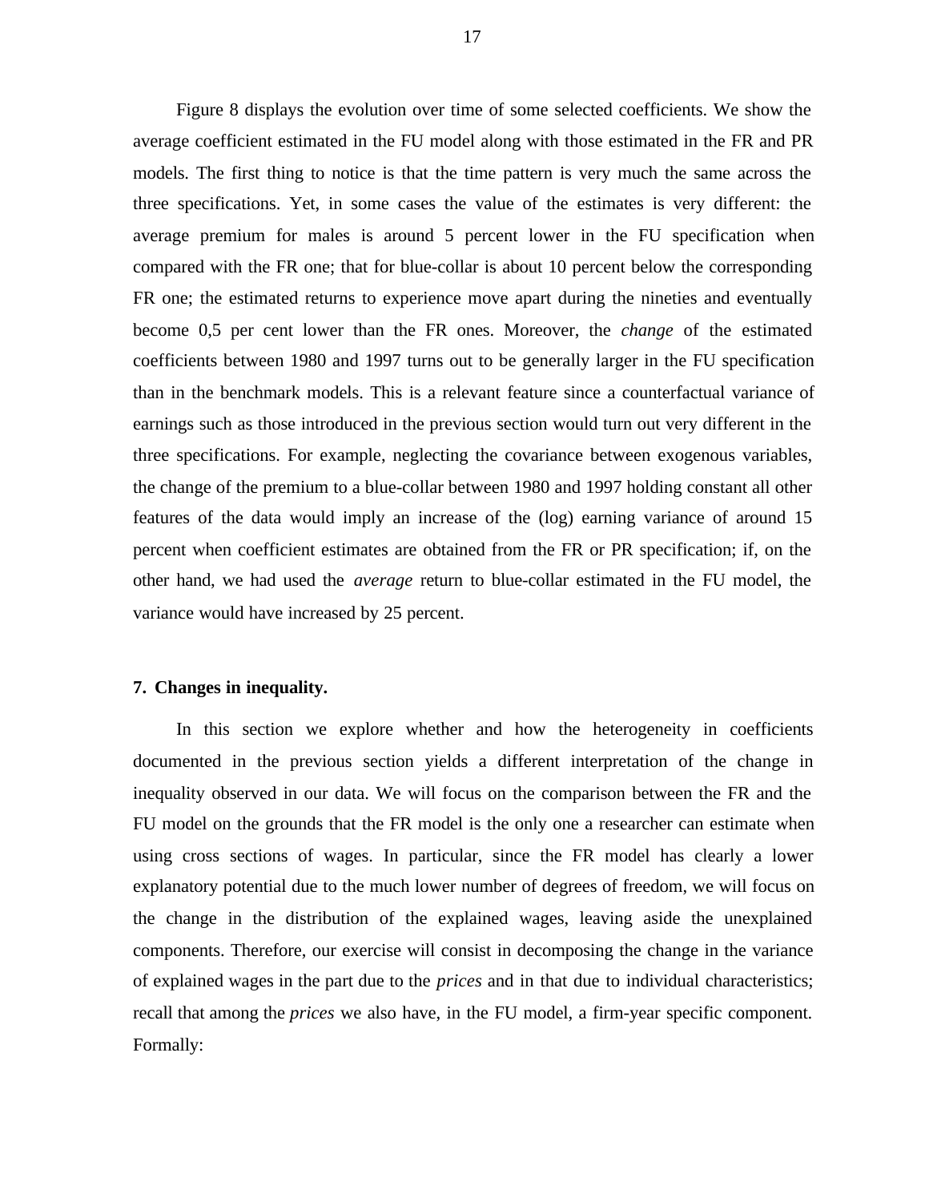Figure 8 displays the evolution over time of some selected coefficients. We show the average coefficient estimated in the FU model along with those estimated in the FR and PR models. The first thing to notice is that the time pattern is very much the same across the three specifications. Yet, in some cases the value of the estimates is very different: the average premium for males is around 5 percent lower in the FU specification when compared with the FR one; that for blue-collar is about 10 percent below the corresponding FR one; the estimated returns to experience move apart during the nineties and eventually become 0,5 per cent lower than the FR ones. Moreover, the *change* of the estimated coefficients between 1980 and 1997 turns out to be generally larger in the FU specification than in the benchmark models. This is a relevant feature since a counterfactual variance of earnings such as those introduced in the previous section would turn out very different in the three specifications. For example, neglecting the covariance between exogenous variables, the change of the premium to a blue-collar between 1980 and 1997 holding constant all other features of the data would imply an increase of the (log) earning variance of around 15 percent when coefficient estimates are obtained from the FR or PR specification; if, on the other hand, we had used the *average* return to blue-collar estimated in the FU model, the variance would have increased by 25 percent.

## 7. Changes in inequality.

In this section we explore whether and how the heterogeneity in coefficients documented in the previous section yields a different interpretation of the change in inequality observed in our data. We will focus on the comparison between the FR and the FU model on the grounds that the FR model is the only one a researcher can estimate when using cross sections of wages. In particular, since the FR model has clearly a lower explanatory potential due to the much lower number of degrees of freedom, we will focus on the change in the distribution of the explained wages, leaving aside the unexplained components. Therefore, our exercise will consist in decomposing the change in the variance of explained wages in the part due to the *prices* and in that due to individual characteristics; recall that among the *prices* we also have, in the FU model, a firm-year specific component. Formally: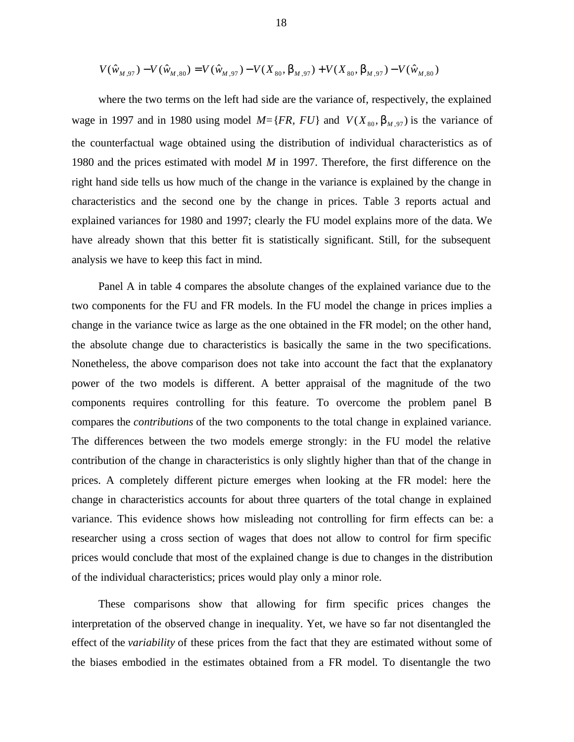$$V(\hat{w}_{M,97}) - V(\hat{w}_{M,80}) = V(\hat{w}_{M,97}) - V(X_{80}, \beta_{M,97}) + V(X_{80}, \beta_{M,97}) - V(\hat{w}_{M,80})$$

where the two terms on the left had side are the variance of, respectively, the explained wage in 1997 and in 1980 using model $M=\{FR, FU\}$ and $V(X_{80}, \beta_{M,97})$ is the variance of the counterfactual wage obtained using the distribution of individual characteristics as of 1980 and the prices estimated with model $M$ in 1997. Therefore, the first difference on the right hand side tells us how much of the change in the variance is explained by the change in characteristics and the second one by the change in prices. Table 3 reports actual and explained variances for 1980 and 1997; clearly the FU model explains more of the data. We have already shown that this better fit is statistically significant. Still, for the subsequent analysis we have to keep this fact in mind.

Panel A in table 4 compares the absolute changes of the explained variance due to the two components for the FU and FR models. In the FU model the change in prices implies a change in the variance twice as large as the one obtained in the FR model; on the other hand, the absolute change due to characteristics is basically the same in the two specifications. Nonetheless, the above comparison does not take into account the fact that the explanatory power of the two models is different. A better appraisal of the magnitude of the two components requires controlling for this feature. To overcome the problem panel B compares the *contributions* of the two components to the total change in explained variance. The differences between the two models emerge strongly: in the FU model the relative contribution of the change in characteristics is only slightly higher than that of the change in prices. A completely different picture emerges when looking at the FR model: here the change in characteristics accounts for about three quarters of the total change in explained variance. This evidence shows how misleading not controlling for firm effects can be: a researcher using a cross section of wages that does not allow to control for firm specific prices would conclude that most of the explained change is due to changes in the distribution of the individual characteristics; prices would play only a minor role.

These comparisons show that allowing for firm specific prices changes the interpretation of the observed change in inequality. Yet, we have so far not disentangled the effect of the *variability* of these prices from the fact that they are estimated without some of the biases embodied in the estimates obtained from a FR model. To disentangle the two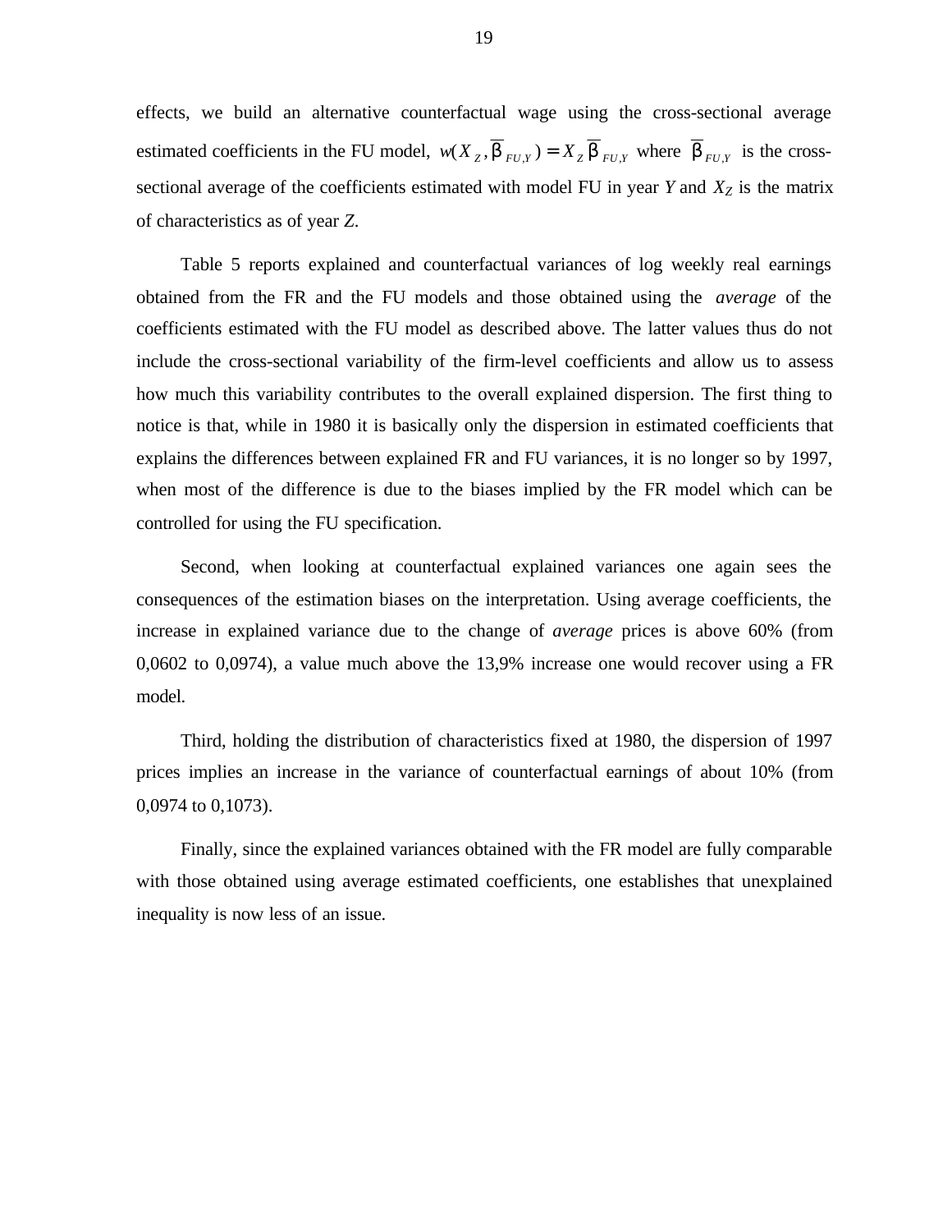effects, we build an alternative counterfactual wage using the cross-sectional average estimated coefficients in the FU model, $w(X_Z, \overline{\beta}_{FU,Y}) = X_Z \overline{\beta}_{FU,Y}$ where $\overline{\beta}_{FU,Y}$ is the cross-sectional average of the coefficients estimated with model FU in year $Y$ and $X_Z$ is the matrix of characteristics as of year $Z$.

Table 5 reports explained and counterfactual variances of log weekly real earnings obtained from the FR and the FU models and those obtained using the *average* of the coefficients estimated with the FU model as described above. The latter values thus do not include the cross-sectional variability of the firm-level coefficients and allow us to assess how much this variability contributes to the overall explained dispersion. The first thing to notice is that, while in 1980 it is basically only the dispersion in estimated coefficients that explains the differences between explained FR and FU variances, it is no longer so by 1997, when most of the difference is due to the biases implied by the FR model which can be controlled for using the FU specification.

Second, when looking at counterfactual explained variances one again sees the consequences of the estimation biases on the interpretation. Using average coefficients, the increase in explained variance due to the change of *average* prices is above 60% (from 0,0602 to 0,0974), a value much above the 13,9% increase one would recover using a FR model.

Third, holding the distribution of characteristics fixed at 1980, the dispersion of 1997 prices implies an increase in the variance of counterfactual earnings of about 10% (from 0,0974 to 0,1073).

Finally, since the explained variances obtained with the FR model are fully comparable with those obtained using average estimated coefficients, one establishes that unexplained inequality is now less of an issue.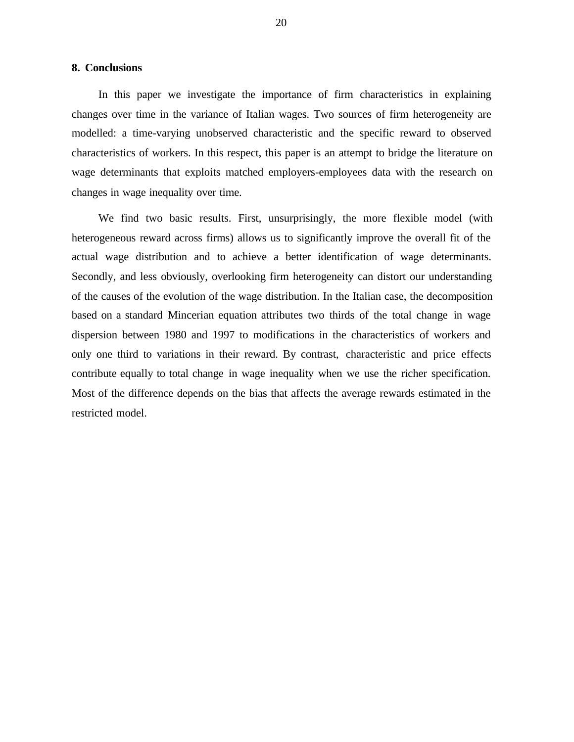## 8. Conclusions

In this paper we investigate the importance of firm characteristics in explaining changes over time in the variance of Italian wages. Two sources of firm heterogeneity are modelled: a time-varying unobserved characteristic and the specific reward to observed characteristics of workers. In this respect, this paper is an attempt to bridge the literature on wage determinants that exploits matched employers-employees data with the research on changes in wage inequality over time.

We find two basic results. First, unsurprisingly, the more flexible model (with heterogeneous reward across firms) allows us to significantly improve the overall fit of the actual wage distribution and to achieve a better identification of wage determinants. Secondly, and less obviously, overlooking firm heterogeneity can distort our understanding of the causes of the evolution of the wage distribution. In the Italian case, the decomposition based on a standard Mincerian equation attributes two thirds of the total change in wage dispersion between 1980 and 1997 to modifications in the characteristics of workers and only one third to variations in their reward. By contrast, characteristic and price effects contribute equally to total change in wage inequality when we use the richer specification. Most of the difference depends on the bias that affects the average rewards estimated in the restricted model.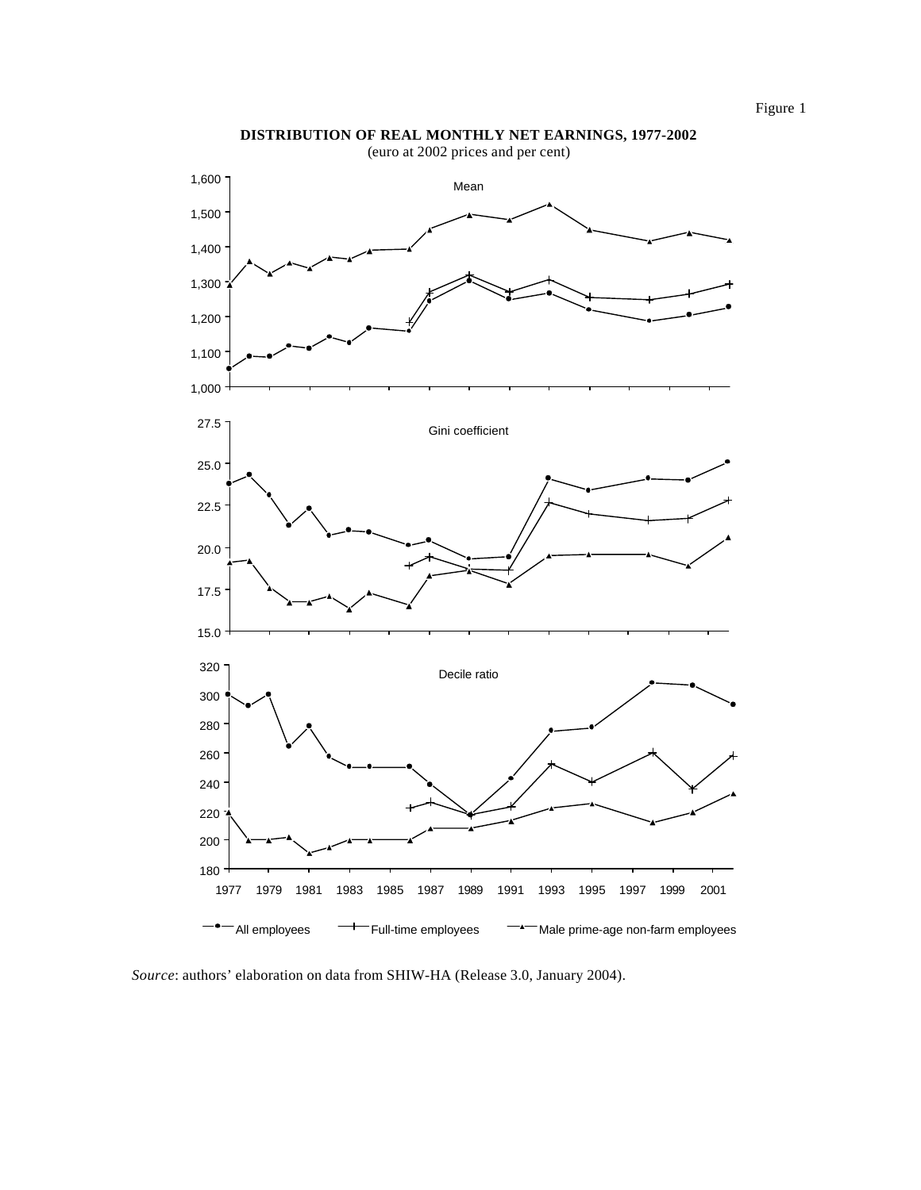Figure 1

**DISTRIBUTION OF REAL MONTHLY NET EARNINGS, 1977-2002**
(euro at 2002 prices and per cent)

*Source*: authors' elaboration on data from SHIW-HA (Release 3.0, January 2004).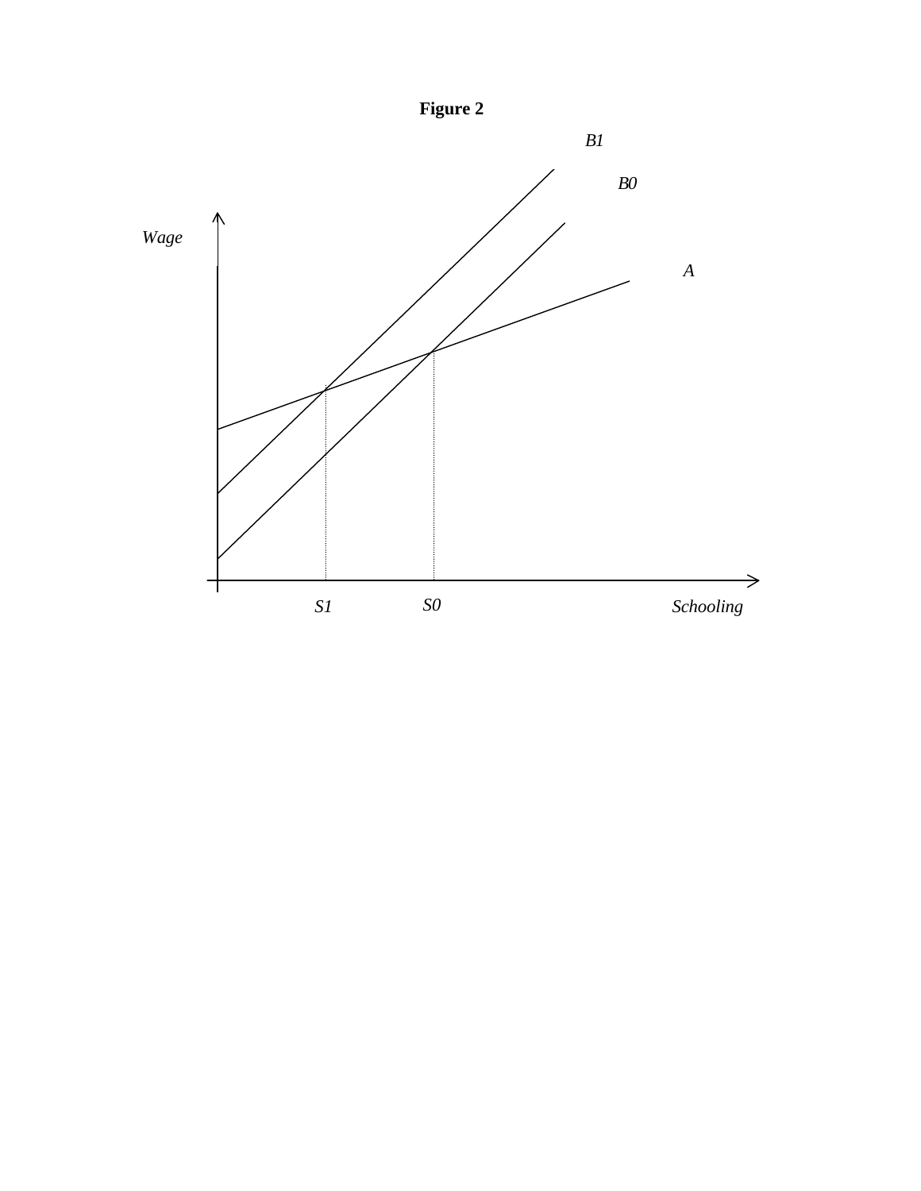**Figure 2**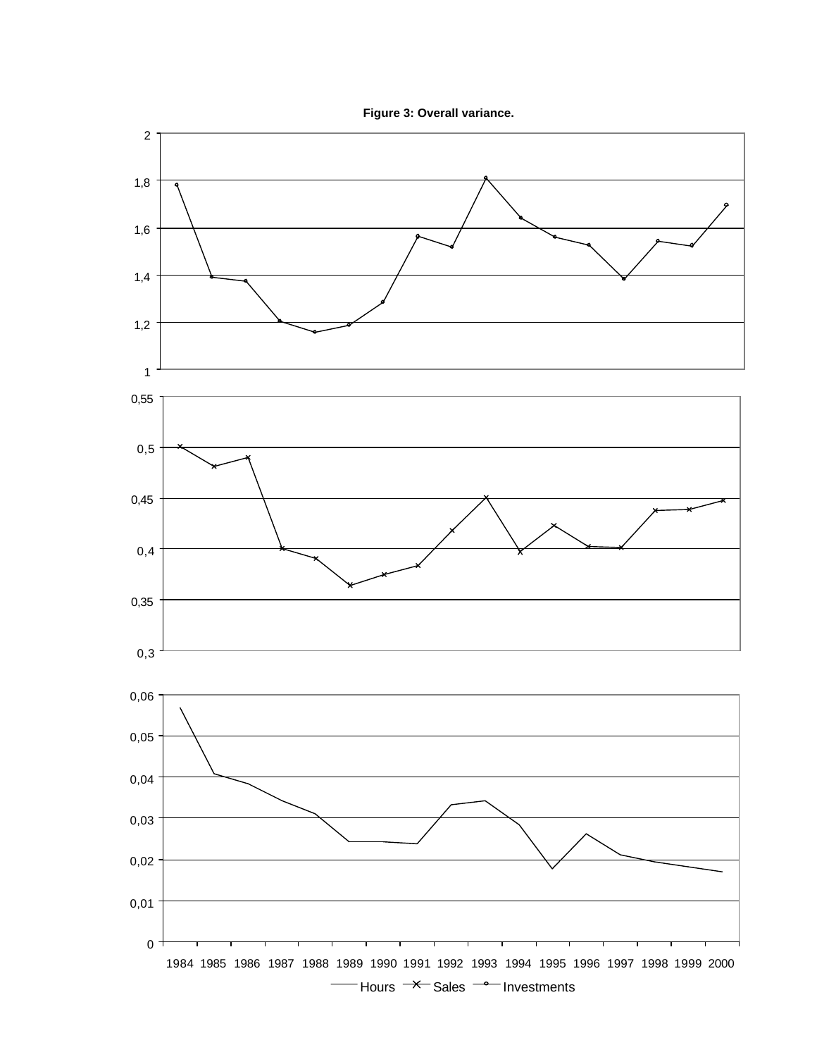**Figure 3: Overall variance.**

Hours — Sales — Investments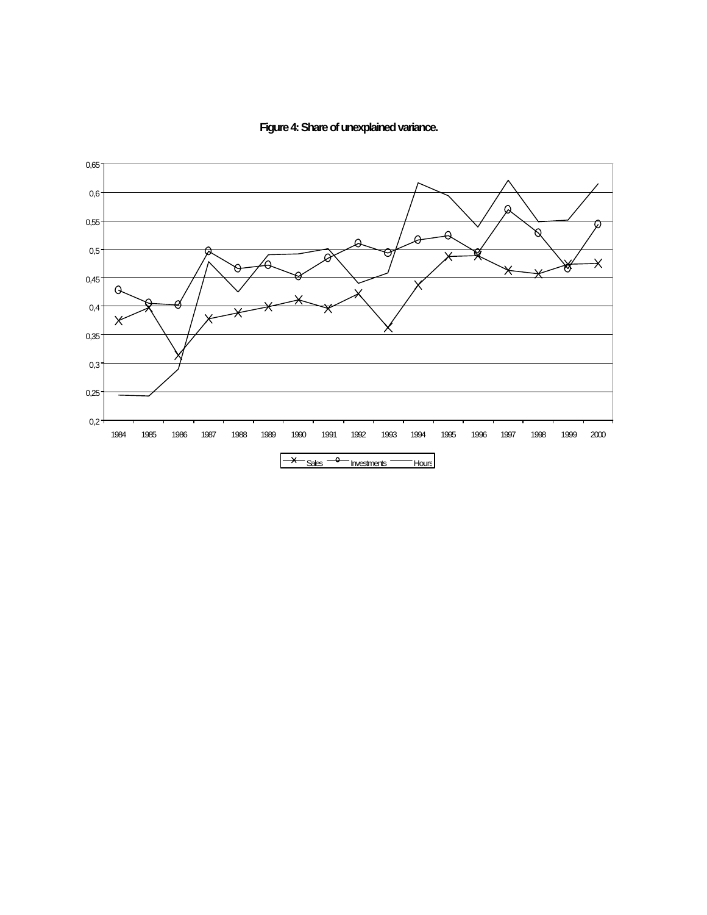**Figure 4: Share of unexplained variance.**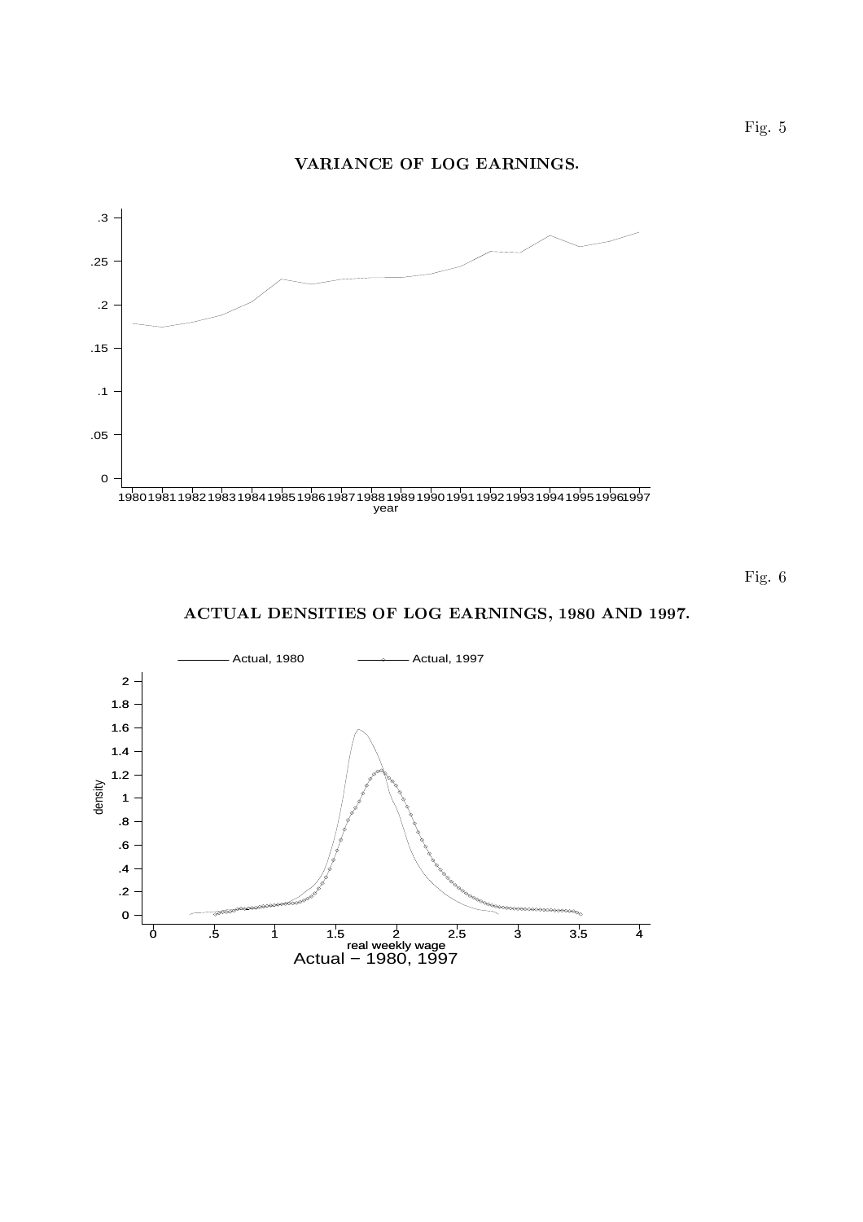Fig. 5

**VARIANCE OF LOG EARNINGS.**

Fig. 6

**ACTUAL DENSITIES OF LOG EARNINGS, 1980 AND 1997.**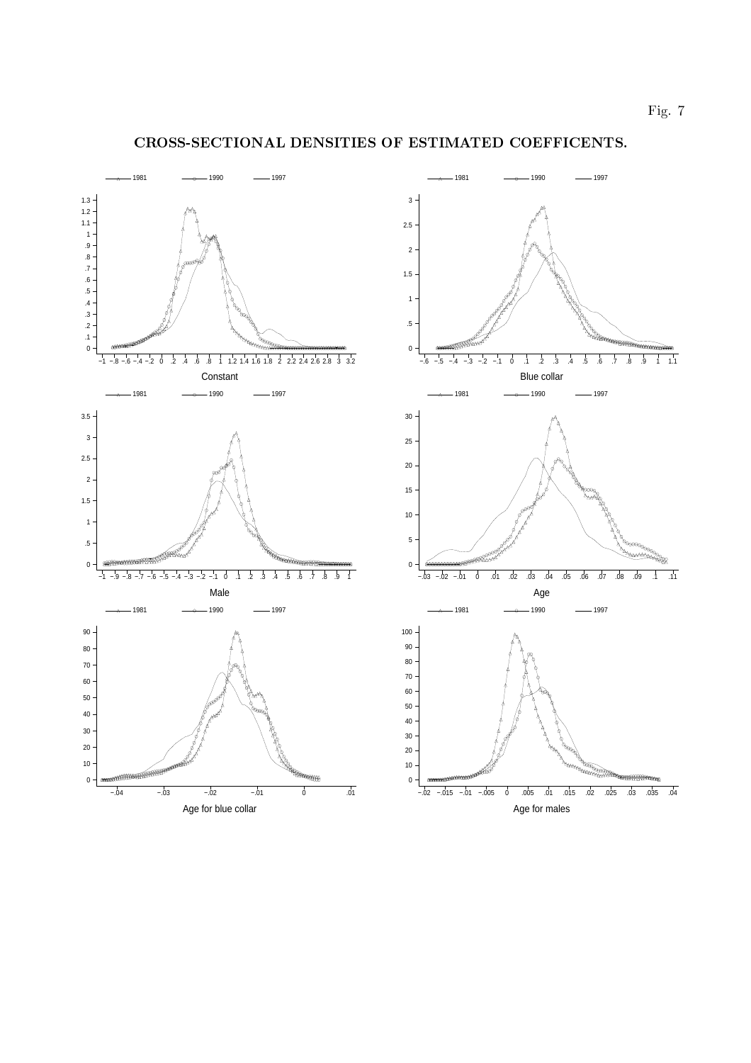Fig. 7

## CROSS-SECTIONAL DENSITIES OF ESTIMATED COEFFICENTS.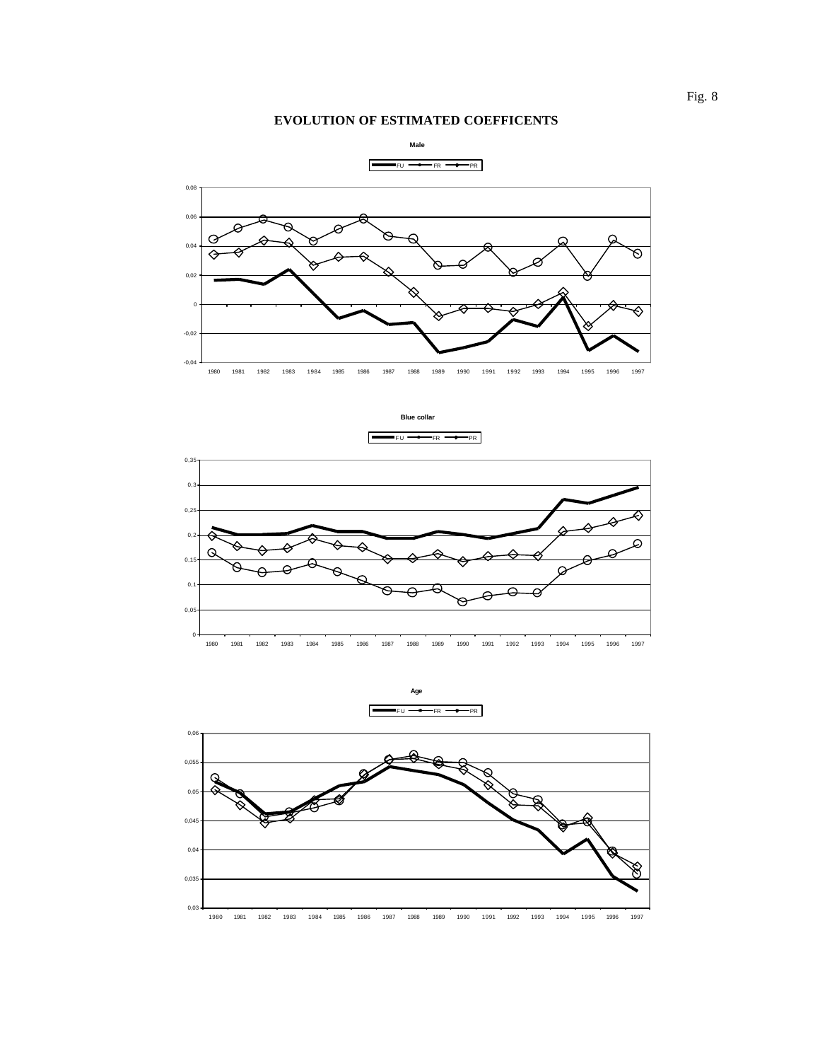Fig. 8

# EVOLUTION OF ESTIMATED COEFFICENTS

**Male**

FU — FR — PR

**Blue collar**

FU — FR — PR

**Age**

FU — FR — PR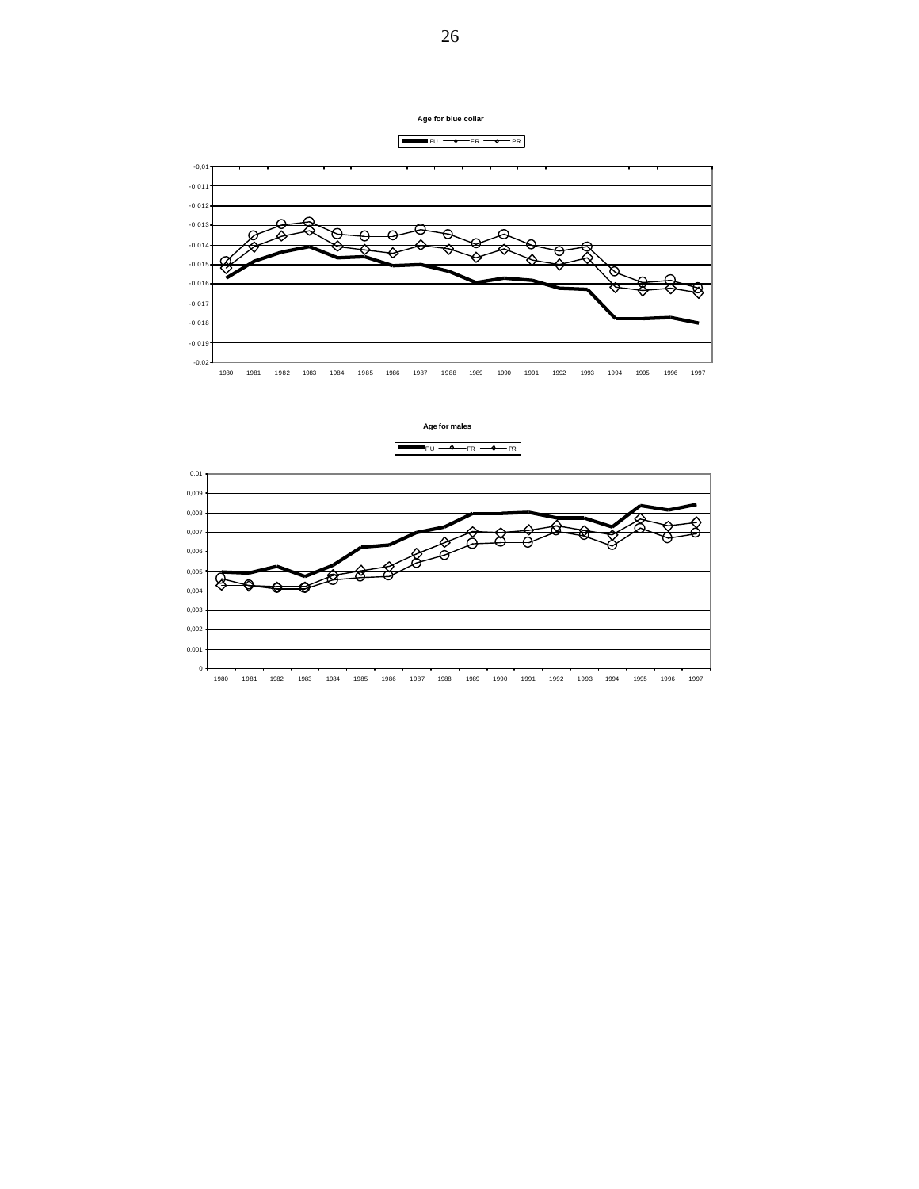**Age for blue collar**

FU — FR — PR

**Age for males**

FU — FR — PR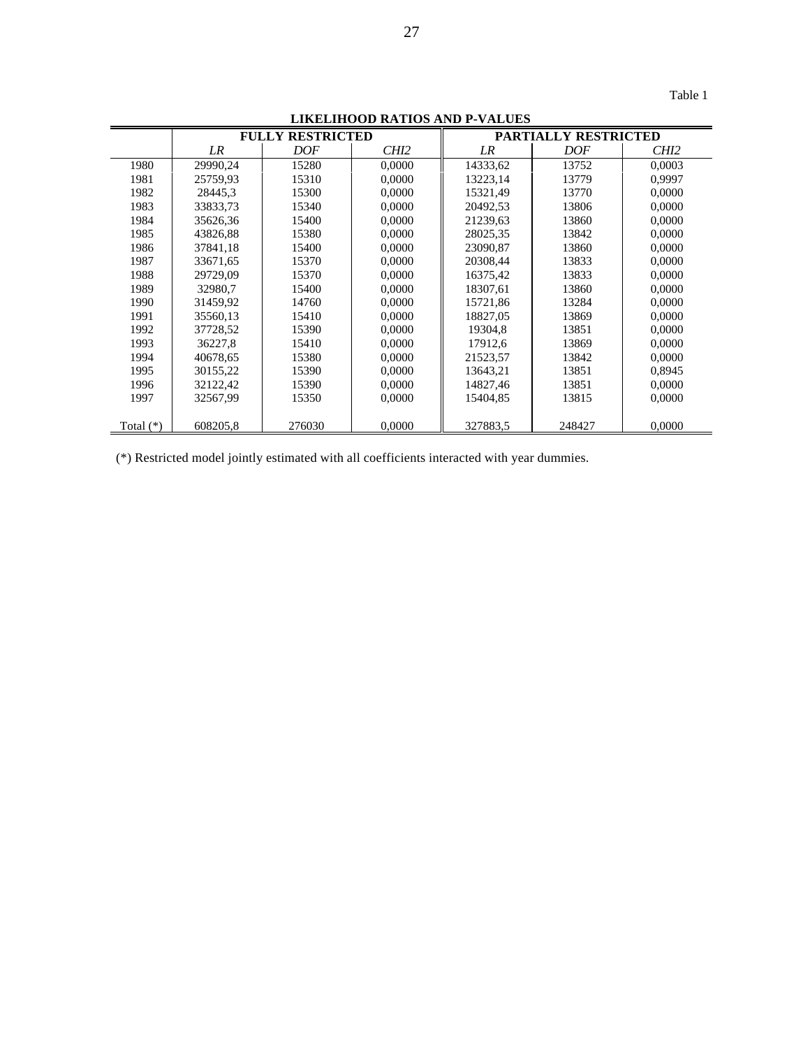Table 1

**LIKELIHOOD RATIOS AND P-VALUES**

| | **FULLY RESTRICTED** | | | **PARTIALLY RESTRICTED** | | |
|---|---|---|---|---|---|---|
| | *LR* | *DOF* | *CHI2* | *LR* | *DOF* | *CHI2* |
| 1980 | 29990,24 | 15280 | 0,0000 | 14333,62 | 13752 | 0,0003 |
| 1981 | 25759,93 | 15310 | 0,0000 | 13223,14 | 13779 | 0,9997 |
| 1982 | 28445,3 | 15300 | 0,0000 | 15321,49 | 13770 | 0,0000 |
| 1983 | 33833,73 | 15340 | 0,0000 | 20492,53 | 13806 | 0,0000 |
| 1984 | 35626,36 | 15400 | 0,0000 | 21239,63 | 13860 | 0,0000 |
| 1985 | 43826,88 | 15380 | 0,0000 | 28025,35 | 13842 | 0,0000 |
| 1986 | 37841,18 | 15400 | 0,0000 | 23090,87 | 13860 | 0,0000 |
| 1987 | 33671,65 | 15370 | 0,0000 | 20308,44 | 13833 | 0,0000 |
| 1988 | 29729,09 | 15370 | 0,0000 | 16375,42 | 13833 | 0,0000 |
| 1989 | 32980,7 | 15400 | 0,0000 | 18307,61 | 13860 | 0,0000 |
| 1990 | 31459,92 | 14760 | 0,0000 | 15721,86 | 13284 | 0,0000 |
| 1991 | 35560,13 | 15410 | 0,0000 | 18827,05 | 13869 | 0,0000 |
| 1992 | 37728,52 | 15390 | 0,0000 | 19304,8 | 13851 | 0,0000 |
| 1993 | 36227,8 | 15410 | 0,0000 | 17912,6 | 13869 | 0,0000 |
| 1994 | 40678,65 | 15380 | 0,0000 | 21523,57 | 13842 | 0,0000 |
| 1995 | 30155,22 | 15390 | 0,0000 | 13643,21 | 13851 | 0,8945 |
| 1996 | 32122,42 | 15390 | 0,0000 | 14827,46 | 13851 | 0,0000 |
| 1997 | 32567,99 | 15350 | 0,0000 | 15404,85 | 13815 | 0,0000 |
| Total (*) | 608205,8 | 276030 | 0,0000 | 327883,5 | 248427 | 0,0000 |

(*) Restricted model jointly estimated with all coefficients interacted with year dummies.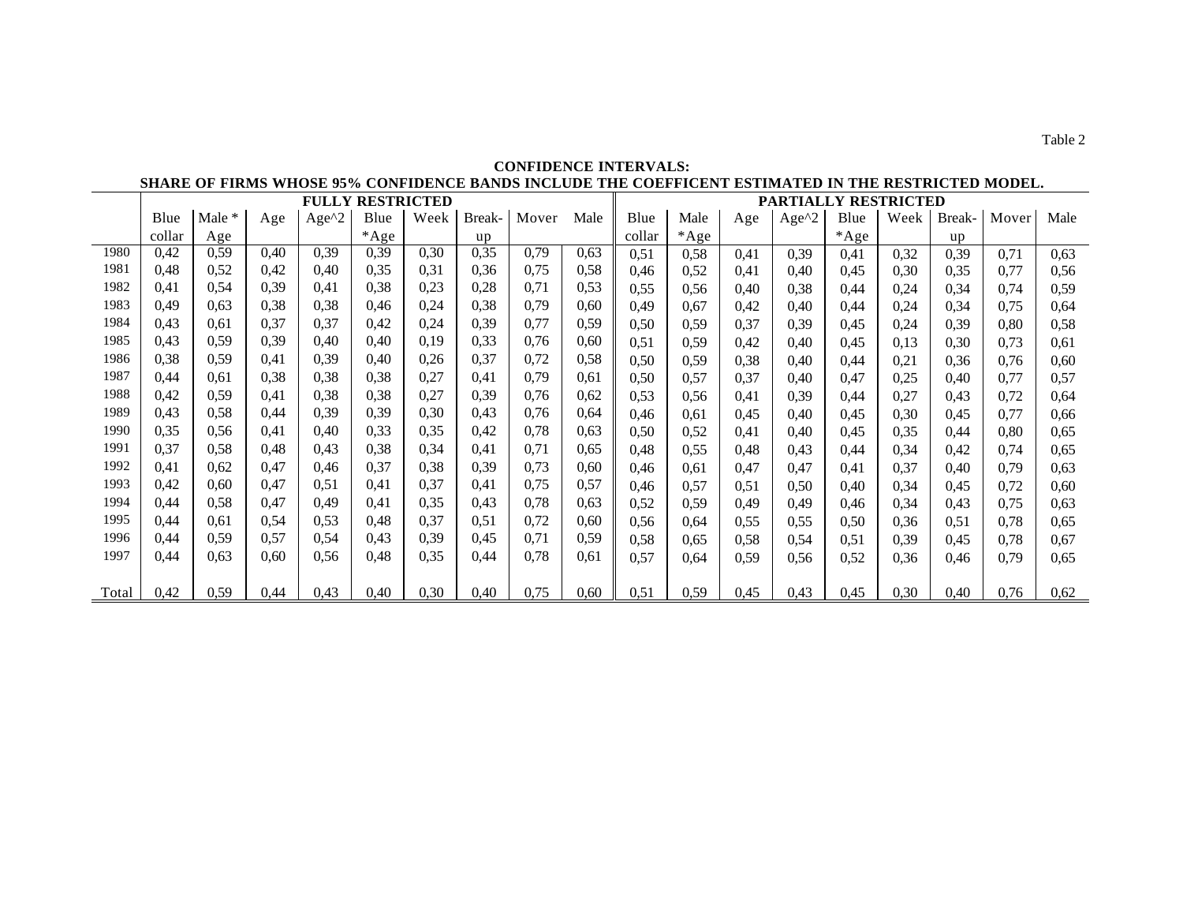Table 2

**CONFIDENCE INTERVALS:**
**SHARE OF FIRMS WHOSE 95% CONFIDENCE BANDS INCLUDE THE COEFFICENT ESTIMATED IN THE RESTRICTED MODEL.**

| | FULLY RESTRICTED | | | | | | | | | PARTIALLY RESTRICTED | | | | | | | | |
|---|---|---|---|---|---|---|---|---|---|---|---|---|---|---|---|---|---|---|
| | Blue collar | Male * Age | Age | Age^2 | Blue *Age | Week | Break-up | Mover | Male | Blue collar | Male *Age | Age | Age^2 | Blue *Age | Week | Break-up | Mover | Male |
| 1980 | 0,42 | 0,59 | 0,40 | 0,39 | 0,39 | 0,30 | 0,35 | 0,79 | 0,63 | 0,51 | 0,58 | 0,41 | 0,39 | 0,41 | 0,32 | 0,39 | 0,71 | 0,63 |
| 1981 | 0,48 | 0,52 | 0,42 | 0,40 | 0,35 | 0,31 | 0,36 | 0,75 | 0,58 | 0,46 | 0,52 | 0,41 | 0,40 | 0,45 | 0,30 | 0,35 | 0,77 | 0,56 |
| 1982 | 0,41 | 0,54 | 0,39 | 0,41 | 0,38 | 0,23 | 0,28 | 0,71 | 0,53 | 0,55 | 0,56 | 0,40 | 0,38 | 0,44 | 0,24 | 0,34 | 0,74 | 0,59 |
| 1983 | 0,49 | 0,63 | 0,38 | 0,38 | 0,46 | 0,24 | 0,38 | 0,79 | 0,60 | 0,49 | 0,67 | 0,42 | 0,40 | 0,44 | 0,24 | 0,34 | 0,75 | 0,64 |
| 1984 | 0,43 | 0,61 | 0,37 | 0,37 | 0,42 | 0,24 | 0,39 | 0,77 | 0,59 | 0,50 | 0,59 | 0,37 | 0,39 | 0,45 | 0,24 | 0,39 | 0,80 | 0,58 |
| 1985 | 0,43 | 0,59 | 0,39 | 0,40 | 0,40 | 0,19 | 0,33 | 0,76 | 0,60 | 0,51 | 0,59 | 0,42 | 0,40 | 0,45 | 0,13 | 0,30 | 0,73 | 0,61 |
| 1986 | 0,38 | 0,59 | 0,41 | 0,39 | 0,40 | 0,26 | 0,37 | 0,72 | 0,58 | 0,50 | 0,59 | 0,38 | 0,40 | 0,44 | 0,21 | 0,36 | 0,76 | 0,60 |
| 1987 | 0,44 | 0,61 | 0,38 | 0,38 | 0,38 | 0,27 | 0,41 | 0,79 | 0,61 | 0,50 | 0,57 | 0,37 | 0,40 | 0,47 | 0,25 | 0,40 | 0,77 | 0,57 |
| 1988 | 0,42 | 0,59 | 0,41 | 0,38 | 0,38 | 0,27 | 0,39 | 0,76 | 0,62 | 0,53 | 0,56 | 0,41 | 0,39 | 0,44 | 0,27 | 0,43 | 0,72 | 0,64 |
| 1989 | 0,43 | 0,58 | 0,44 | 0,39 | 0,39 | 0,30 | 0,43 | 0,76 | 0,64 | 0,46 | 0,61 | 0,45 | 0,40 | 0,45 | 0,30 | 0,45 | 0,77 | 0,66 |
| 1990 | 0,35 | 0,56 | 0,41 | 0,40 | 0,33 | 0,35 | 0,42 | 0,78 | 0,63 | 0,50 | 0,52 | 0,41 | 0,40 | 0,45 | 0,35 | 0,44 | 0,80 | 0,65 |
| 1991 | 0,37 | 0,58 | 0,48 | 0,43 | 0,38 | 0,34 | 0,41 | 0,71 | 0,65 | 0,48 | 0,55 | 0,48 | 0,43 | 0,44 | 0,34 | 0,42 | 0,74 | 0,65 |
| 1992 | 0,41 | 0,62 | 0,47 | 0,46 | 0,37 | 0,38 | 0,39 | 0,73 | 0,60 | 0,46 | 0,61 | 0,47 | 0,47 | 0,41 | 0,37 | 0,40 | 0,79 | 0,63 |
| 1993 | 0,42 | 0,60 | 0,47 | 0,51 | 0,41 | 0,37 | 0,41 | 0,75 | 0,57 | 0,46 | 0,57 | 0,51 | 0,50 | 0,40 | 0,34 | 0,45 | 0,72 | 0,60 |
| 1994 | 0,44 | 0,58 | 0,47 | 0,49 | 0,41 | 0,35 | 0,43 | 0,78 | 0,63 | 0,52 | 0,59 | 0,49 | 0,49 | 0,46 | 0,34 | 0,43 | 0,75 | 0,63 |
| 1995 | 0,44 | 0,61 | 0,54 | 0,53 | 0,48 | 0,37 | 0,51 | 0,72 | 0,60 | 0,56 | 0,64 | 0,55 | 0,55 | 0,50 | 0,36 | 0,51 | 0,78 | 0,65 |
| 1996 | 0,44 | 0,59 | 0,57 | 0,54 | 0,43 | 0,39 | 0,45 | 0,71 | 0,59 | 0,58 | 0,65 | 0,58 | 0,54 | 0,51 | 0,39 | 0,45 | 0,78 | 0,67 |
| 1997 | 0,44 | 0,63 | 0,60 | 0,56 | 0,48 | 0,35 | 0,44 | 0,78 | 0,61 | 0,57 | 0,64 | 0,59 | 0,56 | 0,52 | 0,36 | 0,46 | 0,79 | 0,65 |
| Total | 0,42 | 0,59 | 0,44 | 0,43 | 0,40 | 0,30 | 0,40 | 0,75 | 0,60 | 0,51 | 0,59 | 0,45 | 0,43 | 0,45 | 0,30 | 0,40 | 0,76 | 0,62 |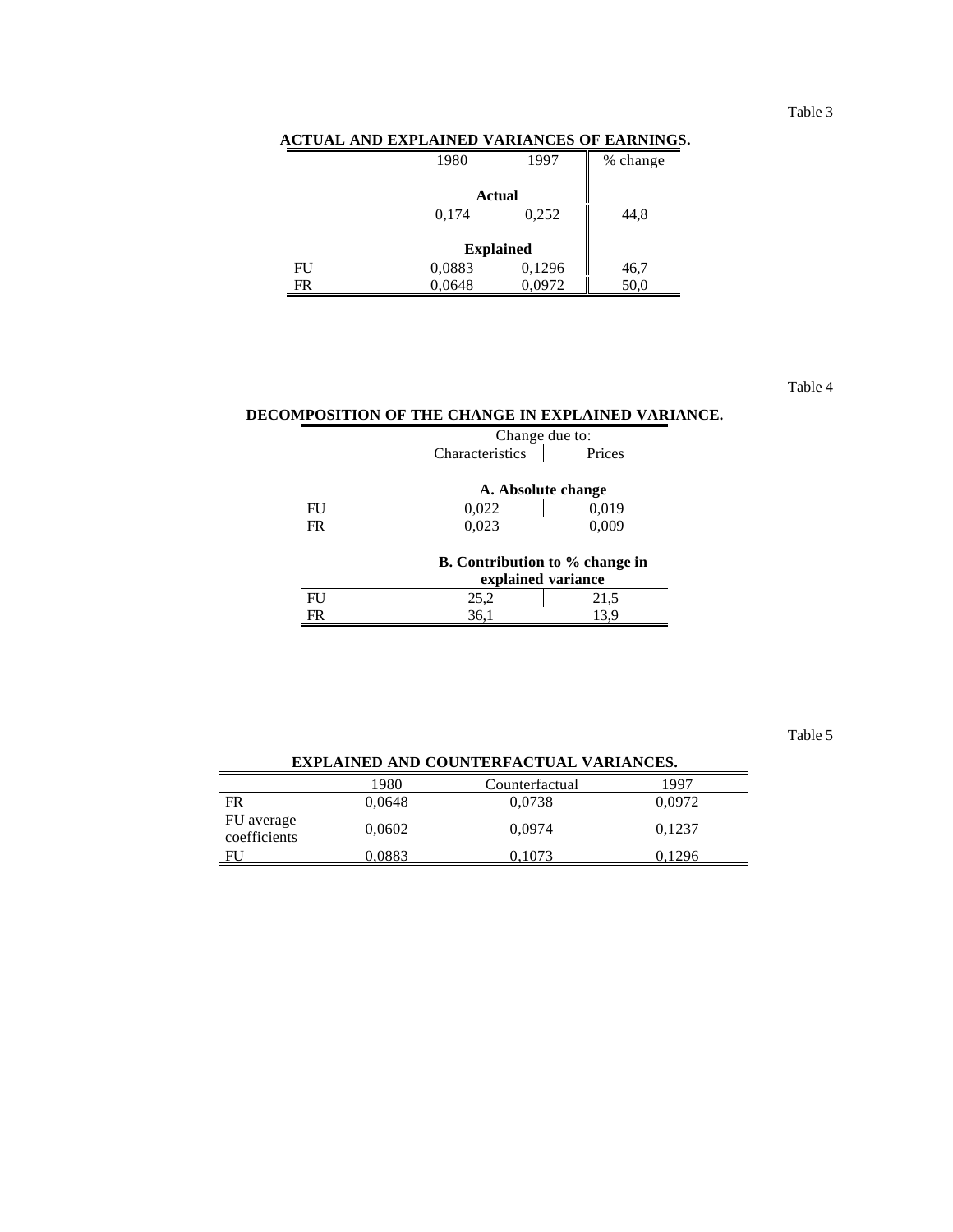Table 3

**ACTUAL AND EXPLAINED VARIANCES OF EARNINGS.**

| | 1980 | 1997 | % change |
|---|---|---|---|
| | **Actual** | | |
| | 0,174 | 0,252 | 44,8 |
| | **Explained** | | |
| FU | 0,0883 | 0,1296 | 46,7 |
| FR | 0,0648 | 0,0972 | 50,0 |

Table 4

**DECOMPOSITION OF THE CHANGE IN EXPLAINED VARIANCE.**

| | Change due to: | |
|---|---|---|
| | Characteristics | Prices |
| | **A. Absolute change** | |
| FU | 0,022 | 0,019 |
| FR | 0,023 | 0,009 |
| | **B. Contribution to % change in explained variance** | |
| FU | 25,2 | 21,5 |
| FR | 36,1 | 13,9 |

Table 5

**EXPLAINED AND COUNTERFACTUAL VARIANCES.**

| | 1980 | Counterfactual | 1997 |
|---|---|---|---|
| FR | 0,0648 | 0,0738 | 0,0972 |
| FU average coefficients | 0,0602 | 0,0974 | 0,1237 |
| FU | 0,0883 | 0,1073 | 0,1296 |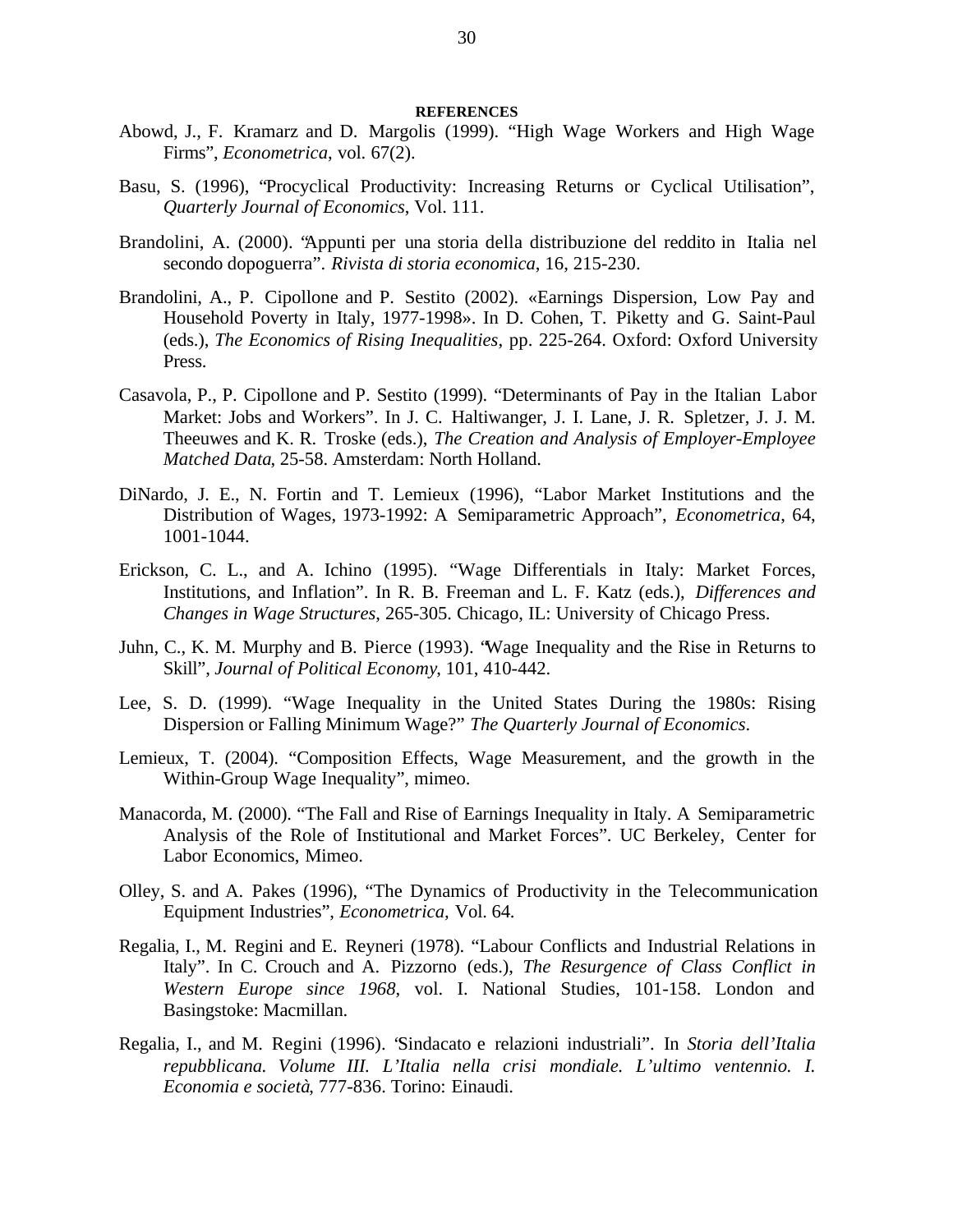## REFERENCES

Abowd, J., F. Kramarz and D. Margolis (1999). "High Wage Workers and High Wage Firms", *Econometrica*, vol. 67(2).

Basu, S. (1996), "Procyclical Productivity: Increasing Returns or Cyclical Utilisation", *Quarterly Journal of Economics*, Vol. 111.

Brandolini, A. (2000). "Appunti per una storia della distribuzione del reddito in Italia nel secondo dopoguerra". *Rivista di storia economica*, 16, 215-230.

Brandolini, A., P. Cipollone and P. Sestito (2002). «Earnings Dispersion, Low Pay and Household Poverty in Italy, 1977-1998». In D. Cohen, T. Piketty and G. Saint-Paul (eds.), *The Economics of Rising Inequalities*, pp. 225-264. Oxford: Oxford University Press.

Casavola, P., P. Cipollone and P. Sestito (1999). "Determinants of Pay in the Italian Labor Market: Jobs and Workers". In J. C. Haltiwanger, J. I. Lane, J. R. Spletzer, J. J. M. Theeuwes and K. R. Troske (eds.), *The Creation and Analysis of Employer-Employee Matched Data*, 25-58. Amsterdam: North Holland.

DiNardo, J. E., N. Fortin and T. Lemieux (1996), "Labor Market Institutions and the Distribution of Wages, 1973-1992: A Semiparametric Approach", *Econometrica*, 64, 1001-1044.

Erickson, C. L., and A. Ichino (1995). "Wage Differentials in Italy: Market Forces, Institutions, and Inflation". In R. B. Freeman and L. F. Katz (eds.), *Differences and Changes in Wage Structures*, 265-305. Chicago, IL: University of Chicago Press.

Juhn, C., K. M. Murphy and B. Pierce (1993). "Wage Inequality and the Rise in Returns to Skill", *Journal of Political Economy*, 101, 410-442.

Lee, S. D. (1999). "Wage Inequality in the United States During the 1980s: Rising Dispersion or Falling Minimum Wage?" *The Quarterly Journal of Economics*.

Lemieux, T. (2004). "Composition Effects, Wage Measurement, and the growth in the Within-Group Wage Inequality", mimeo.

Manacorda, M. (2000). "The Fall and Rise of Earnings Inequality in Italy. A Semiparametric Analysis of the Role of Institutional and Market Forces". UC Berkeley, Center for Labor Economics, Mimeo.

Olley, S. and A. Pakes (1996), "The Dynamics of Productivity in the Telecommunication Equipment Industries", *Econometrica,* Vol. 64.

Regalia, I., M. Regini and E. Reyneri (1978). "Labour Conflicts and Industrial Relations in Italy". In C. Crouch and A. Pizzorno (eds.), *The Resurgence of Class Conflict in Western Europe since 1968*, vol. I. National Studies, 101-158. London and Basingstoke: Macmillan.

Regalia, I., and M. Regini (1996). "Sindacato e relazioni industriali". In *Storia dell'Italia repubblicana. Volume III. L'Italia nella crisi mondiale. L'ultimo ventennio. I. Economia e società*, 777-836. Torino: Einaudi.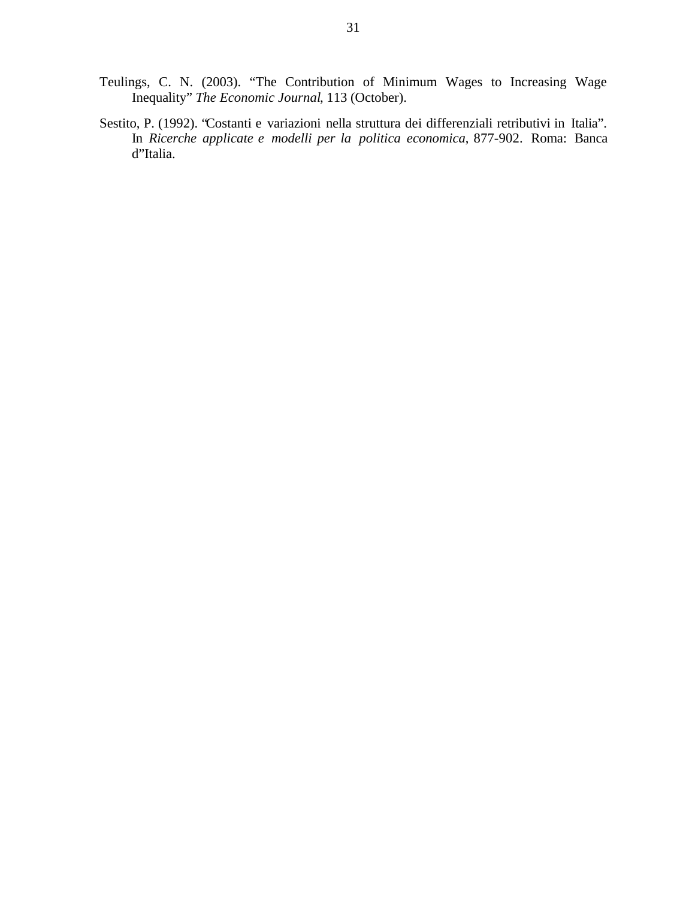Teulings, C. N. (2003). “The Contribution of Minimum Wages to Increasing Wage Inequality” *The Economic Journal*, 113 (October).

Sestito, P. (1992). “Costanti e variazioni nella struttura dei differenziali retributivi in Italia”. In *Ricerche applicate e modelli per la politica economica*, 877-902. Roma: Banca d”Italia.